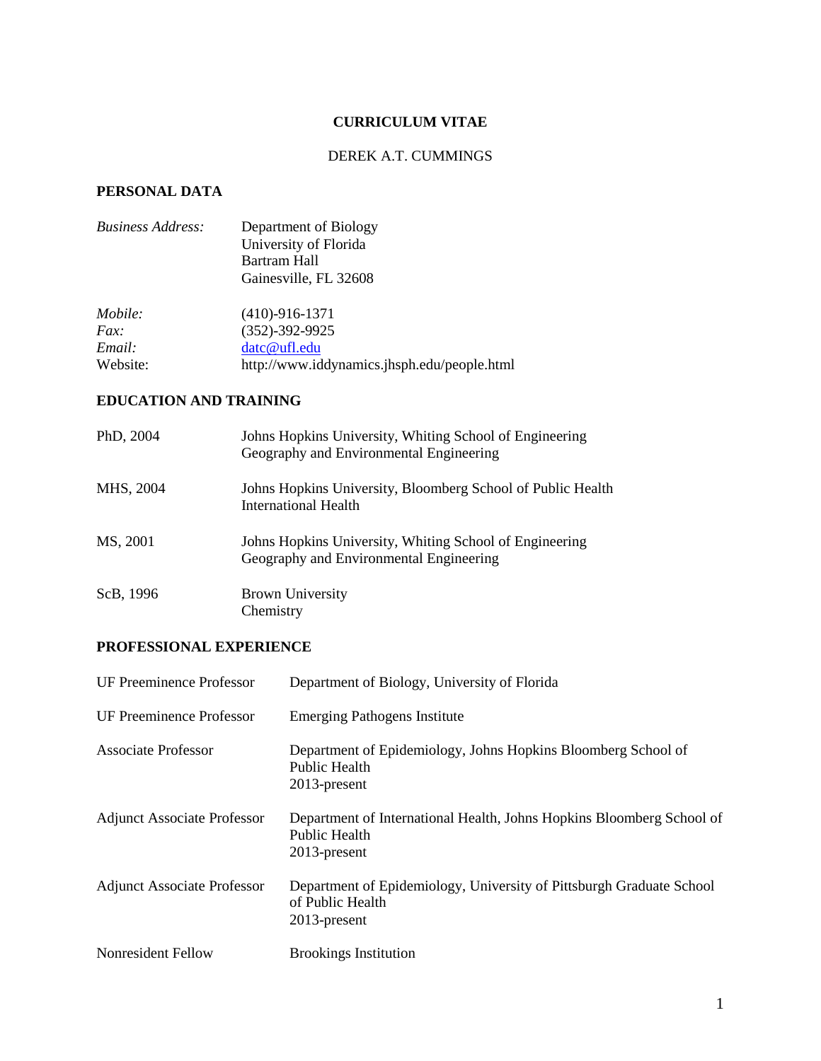# CURRICULUM VITAE

DEREK A.T. CUMMINGS

## PERSONAL DATA

| | |
|---|---|
| *Business Address:* | Department of Biology<br>University of Florida<br>Bartram Hall<br>Gainesville, FL 32608 |
| *Mobile:* | (410)-916-1371 |
| *Fax:* | (352)-392-9925 |
| *Email:* | datc@ufl.edu |
| Website: | http://www.iddynamics.jhsph.edu/people.html |

## EDUCATION AND TRAINING

| | |
|---|---|
| PhD, 2004 | Johns Hopkins University, Whiting School of Engineering<br>Geography and Environmental Engineering |
| MHS, 2004 | Johns Hopkins University, Bloomberg School of Public Health<br>International Health |
| MS, 2001 | Johns Hopkins University, Whiting School of Engineering<br>Geography and Environmental Engineering |
| ScB, 1996 | Brown University<br>Chemistry |

## PROFESSIONAL EXPERIENCE

| | |
|---|---|
| UF Preeminence Professor | Department of Biology, University of Florida |
| UF Preeminence Professor | Emerging Pathogens Institute |
| Associate Professor | Department of Epidemiology, Johns Hopkins Bloomberg School of Public Health<br>2013-present |
| Adjunct Associate Professor | Department of International Health, Johns Hopkins Bloomberg School of Public Health<br>2013-present |
| Adjunct Associate Professor | Department of Epidemiology, University of Pittsburgh Graduate School of Public Health<br>2013-present |
| Nonresident Fellow | Brookings Institution |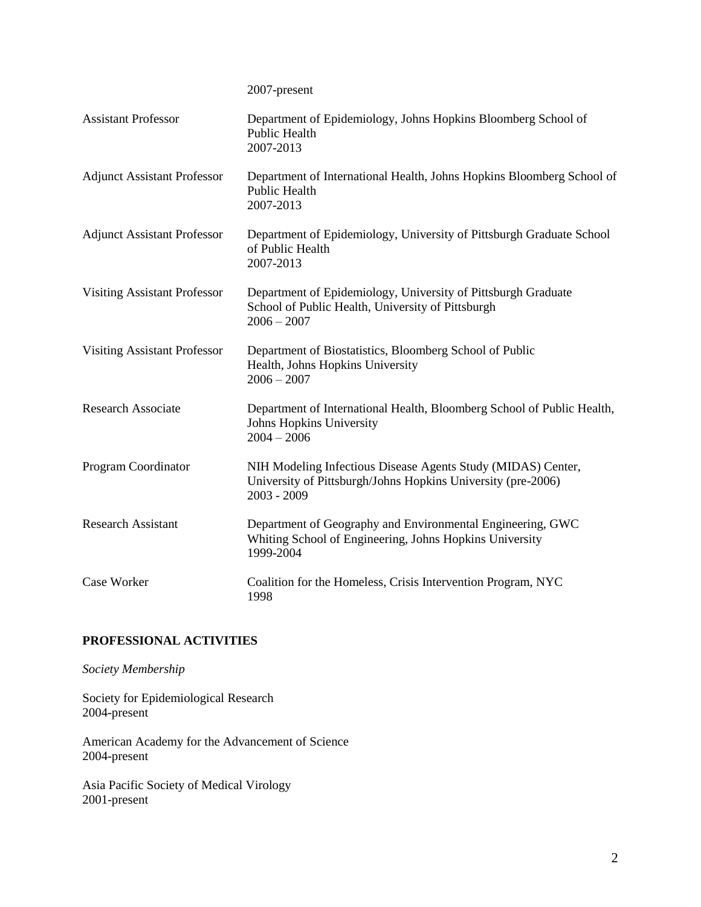| | |
|---|---|
| | 2007-present |
| Assistant Professor | Department of Epidemiology, Johns Hopkins Bloomberg School of Public Health<br>2007-2013 |
| Adjunct Assistant Professor | Department of International Health, Johns Hopkins Bloomberg School of Public Health<br>2007-2013 |
| Adjunct Assistant Professor | Department of Epidemiology, University of Pittsburgh Graduate School of Public Health<br>2007-2013 |
| Visiting Assistant Professor | Department of Epidemiology, University of Pittsburgh Graduate School of Public Health, University of Pittsburgh<br>2006 – 2007 |
| Visiting Assistant Professor | Department of Biostatistics, Bloomberg School of Public Health, Johns Hopkins University<br>2006 – 2007 |
| Research Associate | Department of International Health, Bloomberg School of Public Health, Johns Hopkins University<br>2004 – 2006 |
| Program Coordinator | NIH Modeling Infectious Disease Agents Study (MIDAS) Center, University of Pittsburgh/Johns Hopkins University (pre-2006)<br>2003 - 2009 |
| Research Assistant | Department of Geography and Environmental Engineering, GWC Whiting School of Engineering, Johns Hopkins University<br>1999-2004 |
| Case Worker | Coalition for the Homeless, Crisis Intervention Program, NYC<br>1998 |

## PROFESSIONAL ACTIVITIES

*Society Membership*

Society for Epidemiological Research
2004-present

American Academy for the Advancement of Science
2004-present

Asia Pacific Society of Medical Virology
2001-present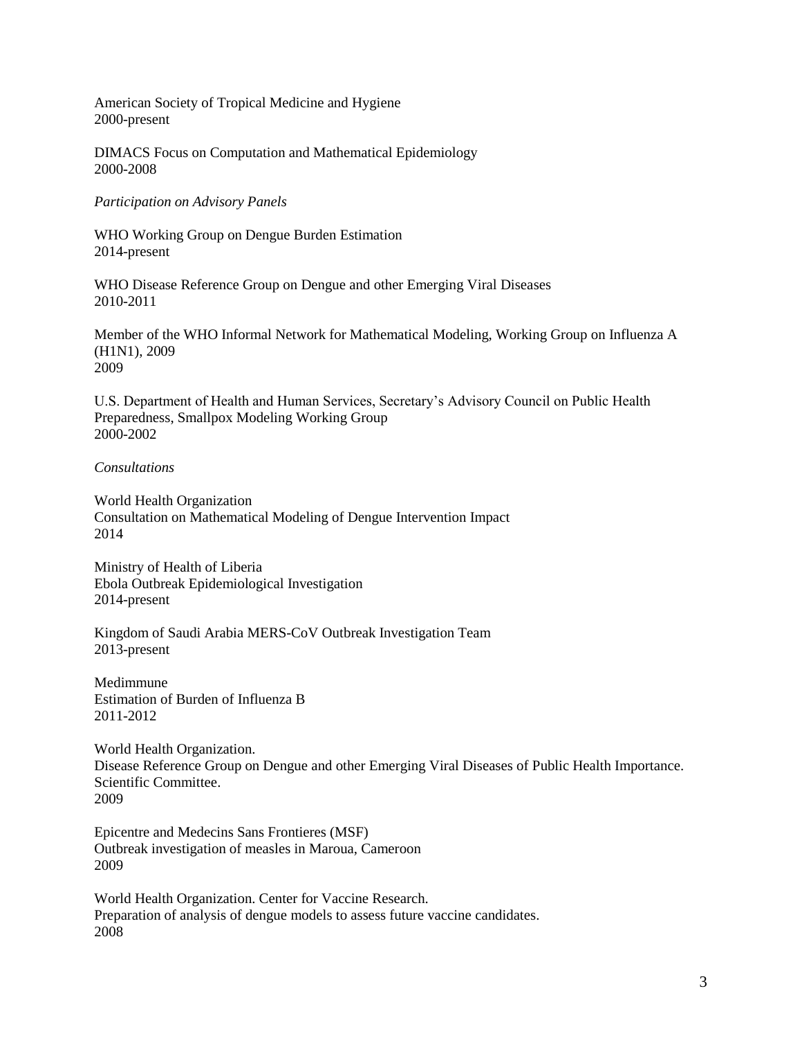American Society of Tropical Medicine and Hygiene
2000-present

DIMACS Focus on Computation and Mathematical Epidemiology
2000-2008

*Participation on Advisory Panels*

WHO Working Group on Dengue Burden Estimation
2014-present

WHO Disease Reference Group on Dengue and other Emerging Viral Diseases
2010-2011

Member of the WHO Informal Network for Mathematical Modeling, Working Group on Influenza A (H1N1), 2009
2009

U.S. Department of Health and Human Services, Secretary's Advisory Council on Public Health Preparedness, Smallpox Modeling Working Group
2000-2002

*Consultations*

World Health Organization
Consultation on Mathematical Modeling of Dengue Intervention Impact
2014

Ministry of Health of Liberia
Ebola Outbreak Epidemiological Investigation
2014-present

Kingdom of Saudi Arabia MERS-CoV Outbreak Investigation Team
2013-present

Medimmune
Estimation of Burden of Influenza B
2011-2012

World Health Organization.
Disease Reference Group on Dengue and other Emerging Viral Diseases of Public Health Importance.
Scientific Committee.
2009

Epicentre and Medecins Sans Frontieres (MSF)
Outbreak investigation of measles in Maroua, Cameroon
2009

World Health Organization. Center for Vaccine Research.
Preparation of analysis of dengue models to assess future vaccine candidates.
2008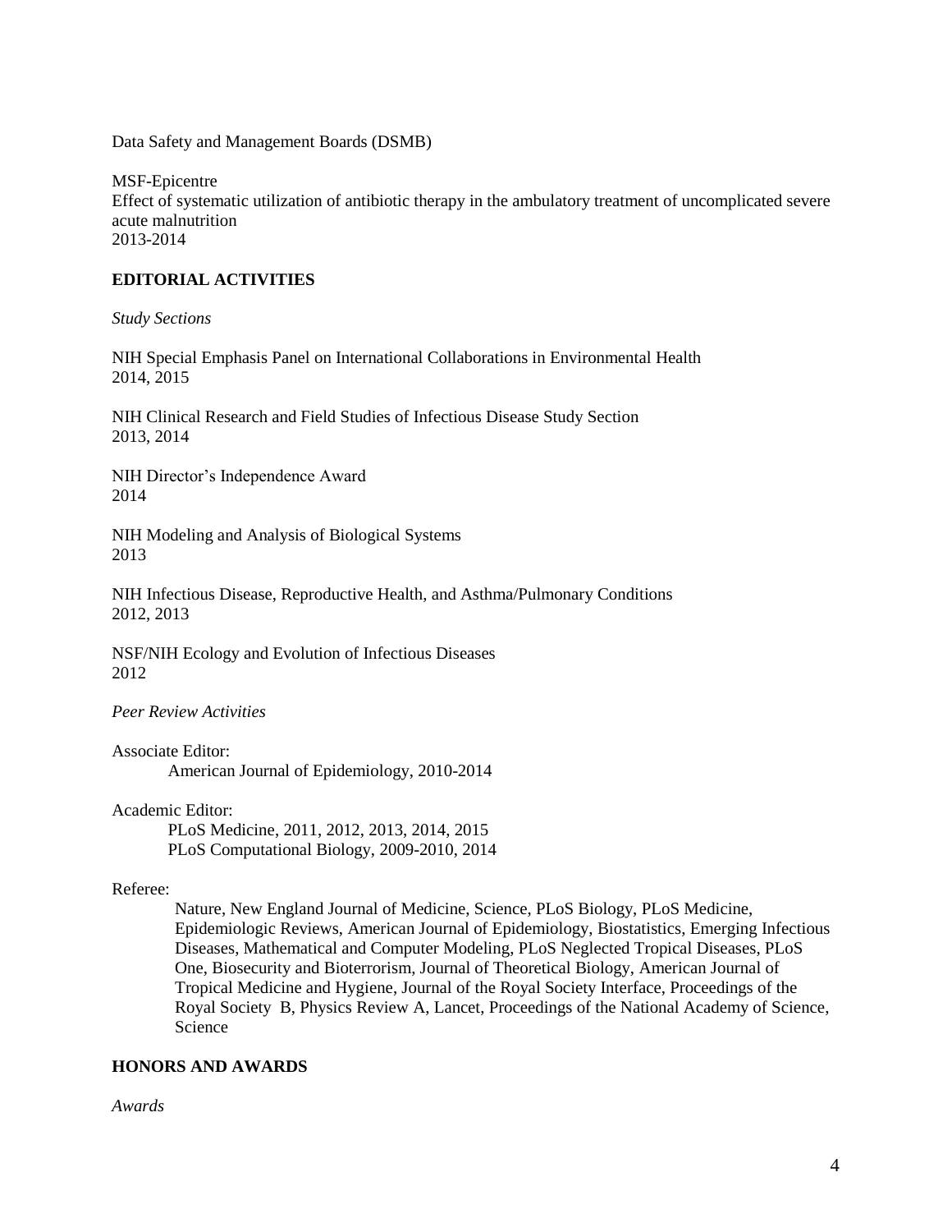Data Safety and Management Boards (DSMB)

MSF-Epicentre
Effect of systematic utilization of antibiotic therapy in the ambulatory treatment of uncomplicated severe acute malnutrition
2013-2014

## EDITORIAL ACTIVITIES

*Study Sections*

NIH Special Emphasis Panel on International Collaborations in Environmental Health
2014, 2015

NIH Clinical Research and Field Studies of Infectious Disease Study Section
2013, 2014

NIH Director's Independence Award
2014

NIH Modeling and Analysis of Biological Systems
2013

NIH Infectious Disease, Reproductive Health, and Asthma/Pulmonary Conditions
2012, 2013

NSF/NIH Ecology and Evolution of Infectious Diseases
2012

*Peer Review Activities*

Associate Editor:
American Journal of Epidemiology, 2010-2014

Academic Editor:
PLoS Medicine, 2011, 2012, 2013, 2014, 2015
PLoS Computational Biology, 2009-2010, 2014

Referee:
Nature, New England Journal of Medicine, Science, PLoS Biology, PLoS Medicine, Epidemiologic Reviews, American Journal of Epidemiology, Biostatistics, Emerging Infectious Diseases, Mathematical and Computer Modeling, PLoS Neglected Tropical Diseases, PLoS One, Biosecurity and Bioterrorism, Journal of Theoretical Biology, American Journal of Tropical Medicine and Hygiene, Journal of the Royal Society Interface, Proceedings of the Royal Society B, Physics Review A, Lancet, Proceedings of the National Academy of Science, Science

## HONORS AND AWARDS

*Awards*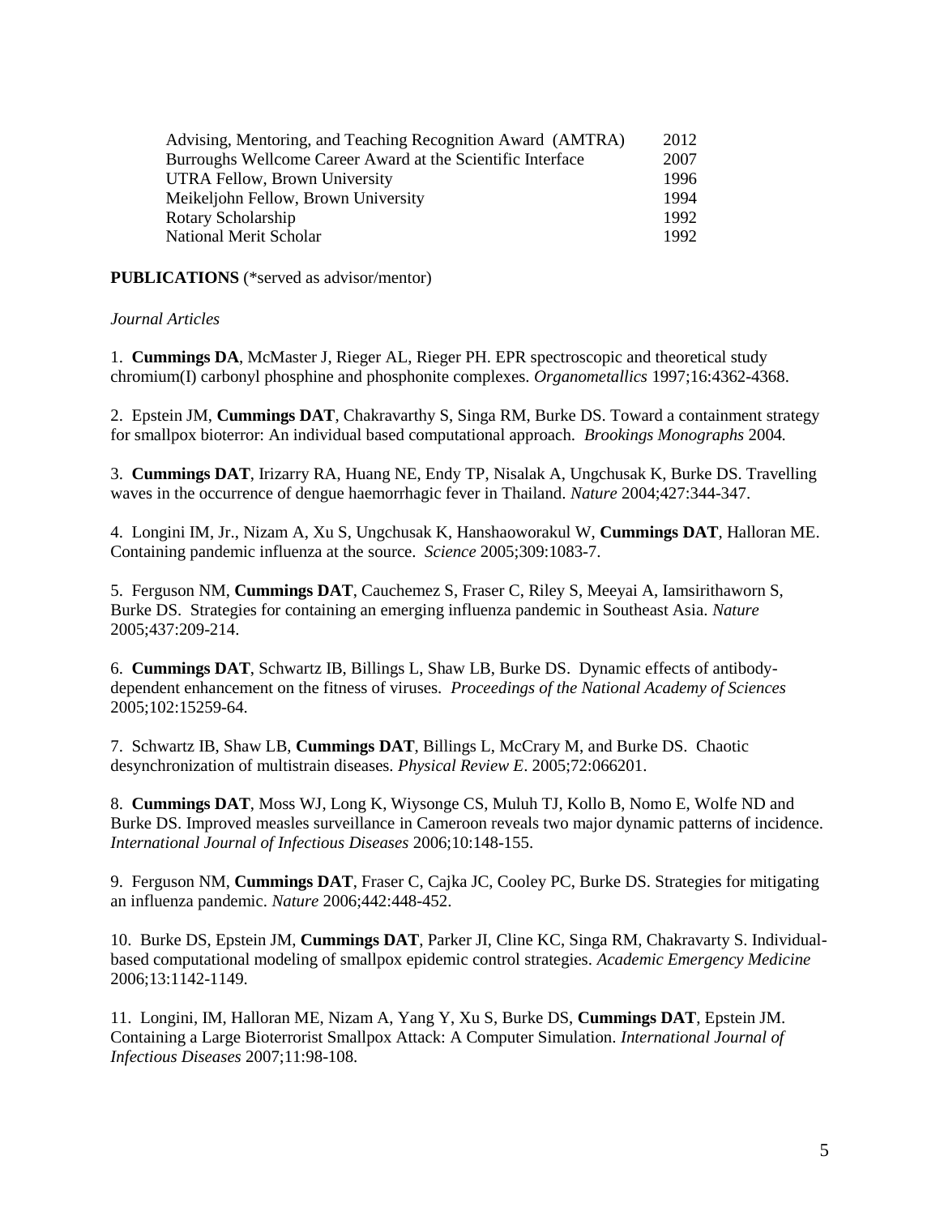| | |
|---|---|
| Advising, Mentoring, and Teaching Recognition Award (AMTRA) | 2012 |
| Burroughs Wellcome Career Award at the Scientific Interface | 2007 |
| UTRA Fellow, Brown University | 1996 |
| Meikeljohn Fellow, Brown University | 1994 |
| Rotary Scholarship | 1992 |
| National Merit Scholar | 1992 |

**PUBLICATIONS** (*served as advisor/mentor)

*Journal Articles*

1. **Cummings DA**, McMaster J, Rieger AL, Rieger PH. EPR spectroscopic and theoretical study chromium(I) carbonyl phosphine and phosphonite complexes. *Organometallics* 1997;16:4362-4368.

2. Epstein JM, **Cummings DAT**, Chakravarthy S, Singa RM, Burke DS. Toward a containment strategy for smallpox bioterror: An individual based computational approach. *Brookings Monographs* 2004.

3. **Cummings DAT**, Irizarry RA, Huang NE, Endy TP, Nisalak A, Ungchusak K, Burke DS. Travelling waves in the occurrence of dengue haemorrhagic fever in Thailand. *Nature* 2004;427:344-347.

4. Longini IM, Jr., Nizam A, Xu S, Ungchusak K, Hanshaoworakul W, **Cummings DAT**, Halloran ME. Containing pandemic influenza at the source. *Science* 2005;309:1083-7.

5. Ferguson NM, **Cummings DAT**, Cauchemez S, Fraser C, Riley S, Meeyai A, Iamsirithaworn S, Burke DS. Strategies for containing an emerging influenza pandemic in Southeast Asia. *Nature* 2005;437:209-214.

6. **Cummings DAT**, Schwartz IB, Billings L, Shaw LB, Burke DS. Dynamic effects of antibody-dependent enhancement on the fitness of viruses. *Proceedings of the National Academy of Sciences* 2005;102:15259-64.

7. Schwartz IB, Shaw LB, **Cummings DAT**, Billings L, McCrary M, and Burke DS. Chaotic desynchronization of multistrain diseases. *Physical Review E*. 2005;72:066201.

8. **Cummings DAT**, Moss WJ, Long K, Wiysonge CS, Muluh TJ, Kollo B, Nomo E, Wolfe ND and Burke DS. Improved measles surveillance in Cameroon reveals two major dynamic patterns of incidence. *International Journal of Infectious Diseases* 2006;10:148-155.

9. Ferguson NM, **Cummings DAT**, Fraser C, Cajka JC, Cooley PC, Burke DS. Strategies for mitigating an influenza pandemic. *Nature* 2006;442:448-452.

10. Burke DS, Epstein JM, **Cummings DAT**, Parker JI, Cline KC, Singa RM, Chakravarty S. Individual-based computational modeling of smallpox epidemic control strategies. *Academic Emergency Medicine* 2006;13:1142-1149.

11. Longini, IM, Halloran ME, Nizam A, Yang Y, Xu S, Burke DS, **Cummings DAT**, Epstein JM. Containing a Large Bioterrorist Smallpox Attack: A Computer Simulation. *International Journal of Infectious Diseases* 2007;11:98-108.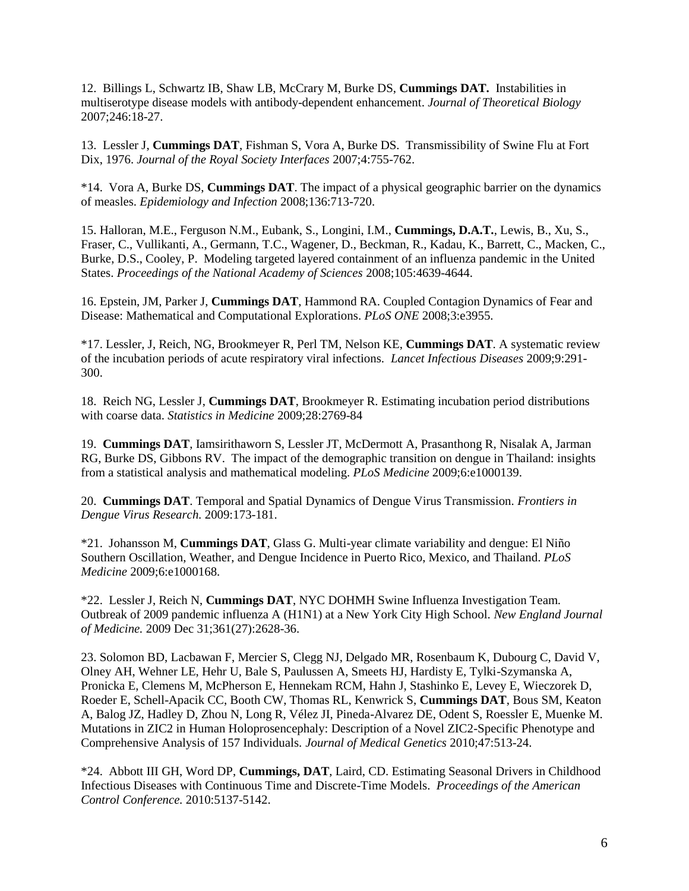12. Billings L, Schwartz IB, Shaw LB, McCrary M, Burke DS, **Cummings DAT.** Instabilities in multiserotype disease models with antibody-dependent enhancement. *Journal of Theoretical Biology* 2007;246:18-27.

13. Lessler J, **Cummings DAT**, Fishman S, Vora A, Burke DS. Transmissibility of Swine Flu at Fort Dix, 1976. *Journal of the Royal Society Interfaces* 2007;4:755-762.

*14. Vora A, Burke DS, **Cummings DAT**. The impact of a physical geographic barrier on the dynamics of measles. *Epidemiology and Infection* 2008;136:713-720.

15. Halloran, M.E., Ferguson N.M., Eubank, S., Longini, I.M., **Cummings, D.A.T.**, Lewis, B., Xu, S., Fraser, C., Vullikanti, A., Germann, T.C., Wagener, D., Beckman, R., Kadau, K., Barrett, C., Macken, C., Burke, D.S., Cooley, P. Modeling targeted layered containment of an influenza pandemic in the United States. *Proceedings of the National Academy of Sciences* 2008;105:4639-4644.

16. Epstein, JM, Parker J, **Cummings DAT**, Hammond RA. Coupled Contagion Dynamics of Fear and Disease: Mathematical and Computational Explorations. *PLoS ONE* 2008;3:e3955.

*17. Lessler, J, Reich, NG, Brookmeyer R, Perl TM, Nelson KE, **Cummings DAT**. A systematic review of the incubation periods of acute respiratory viral infections. *Lancet Infectious Diseases* 2009;9:291-300.

18. Reich NG, Lessler J, **Cummings DAT**, Brookmeyer R. Estimating incubation period distributions with coarse data. *Statistics in Medicine* 2009;28:2769-84

19. **Cummings DAT**, Iamsirithaworn S, Lessler JT, McDermott A, Prasanthong R, Nisalak A, Jarman RG, Burke DS, Gibbons RV. The impact of the demographic transition on dengue in Thailand: insights from a statistical analysis and mathematical modeling. *PLoS Medicine* 2009;6:e1000139.

20. **Cummings DAT**. Temporal and Spatial Dynamics of Dengue Virus Transmission. *Frontiers in Dengue Virus Research.* 2009:173-181.

*21. Johansson M, **Cummings DAT**, Glass G. Multi-year climate variability and dengue: El Niño Southern Oscillation, Weather, and Dengue Incidence in Puerto Rico, Mexico, and Thailand. *PLoS Medicine* 2009;6:e1000168.

*22. Lessler J, Reich N, **Cummings DAT**, NYC DOHMH Swine Influenza Investigation Team. Outbreak of 2009 pandemic influenza A (H1N1) at a New York City High School. *New England Journal of Medicine.* 2009 Dec 31;361(27):2628-36.

23. Solomon BD, Lacbawan F, Mercier S, Clegg NJ, Delgado MR, Rosenbaum K, Dubourg C, David V, Olney AH, Wehner LE, Hehr U, Bale S, Paulussen A, Smeets HJ, Hardisty E, Tylki-Szymanska A, Pronicka E, Clemens M, McPherson E, Hennekam RCM, Hahn J, Stashinko E, Levey E, Wieczorek D, Roeder E, Schell-Apacik CC, Booth CW, Thomas RL, Kenwrick S, **Cummings DAT**, Bous SM, Keaton A, Balog JZ, Hadley D, Zhou N, Long R, Vélez JI, Pineda-Alvarez DE, Odent S, Roessler E, Muenke M. Mutations in ZIC2 in Human Holoprosencephaly: Description of a Novel ZIC2-Specific Phenotype and Comprehensive Analysis of 157 Individuals. *Journal of Medical Genetics* 2010;47:513-24.

*24. Abbott III GH, Word DP, **Cummings, DAT**, Laird, CD. Estimating Seasonal Drivers in Childhood Infectious Diseases with Continuous Time and Discrete-Time Models. *Proceedings of the American Control Conference.* 2010:5137-5142.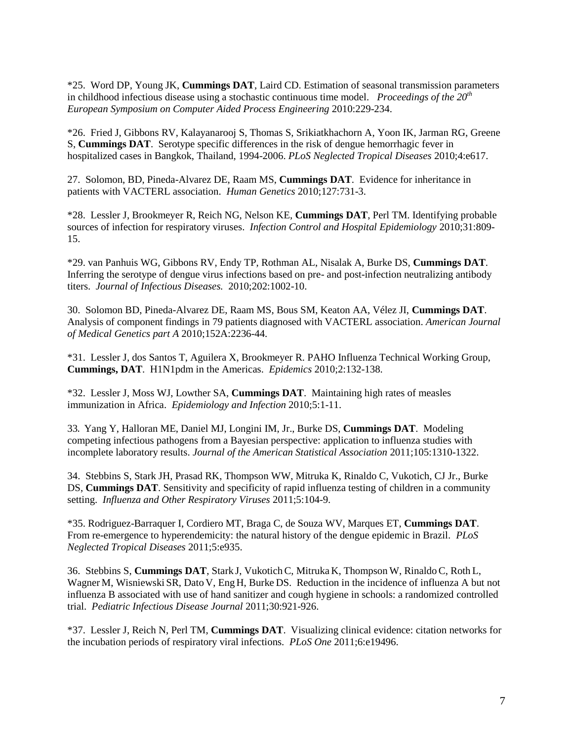*25. Word DP, Young JK, **Cummings DAT**, Laird CD. Estimation of seasonal transmission parameters in childhood infectious disease using a stochastic continuous time model. *Proceedings of the 20th European Symposium on Computer Aided Process Engineering* 2010:229-234.

*26. Fried J, Gibbons RV, Kalayanarooj S, Thomas S, Srikiatkhachorn A, Yoon IK, Jarman RG, Greene S, **Cummings DAT**. Serotype specific differences in the risk of dengue hemorrhagic fever in hospitalized cases in Bangkok, Thailand, 1994-2006. *PLoS Neglected Tropical Diseases* 2010;4:e617.

27. Solomon, BD, Pineda-Alvarez DE, Raam MS, **Cummings DAT**. Evidence for inheritance in patients with VACTERL association. *Human Genetics* 2010;127:731-3.

*28. Lessler J, Brookmeyer R, Reich NG, Nelson KE, **Cummings DAT**, Perl TM. Identifying probable sources of infection for respiratory viruses. *Infection Control and Hospital Epidemiology* 2010;31:809-15.

*29. van Panhuis WG, Gibbons RV, Endy TP, Rothman AL, Nisalak A, Burke DS, **Cummings DAT**. Inferring the serotype of dengue virus infections based on pre- and post-infection neutralizing antibody titers. *Journal of Infectious Diseases.* 2010;202:1002-10.

30. Solomon BD, Pineda-Alvarez DE, Raam MS, Bous SM, Keaton AA, Vélez JI, **Cummings DAT**. Analysis of component findings in 79 patients diagnosed with VACTERL association. *American Journal of Medical Genetics part A* 2010;152A:2236-44.

*31. Lessler J, dos Santos T, Aguilera X, Brookmeyer R. PAHO Influenza Technical Working Group, **Cummings, DAT**. H1N1pdm in the Americas. *Epidemics* 2010;2:132-138.

*32. Lessler J, Moss WJ, Lowther SA, **Cummings DAT**. Maintaining high rates of measles immunization in Africa. *Epidemiology and Infection* 2010;5:1-11.

33. Yang Y, Halloran ME, Daniel MJ, Longini IM, Jr., Burke DS, **Cummings DAT**. Modeling competing infectious pathogens from a Bayesian perspective: application to influenza studies with incomplete laboratory results. *Journal of the American Statistical Association* 2011;105:1310-1322.

34. Stebbins S, Stark JH, Prasad RK, Thompson WW, Mitruka K, Rinaldo C, Vukotich, CJ Jr., Burke DS, **Cummings DAT**. Sensitivity and specificity of rapid influenza testing of children in a community setting. *Influenza and Other Respiratory Viruses* 2011;5:104-9.

*35. Rodriguez-Barraquer I, Cordiero MT, Braga C, de Souza WV, Marques ET, **Cummings DAT**. From re-emergence to hyperendemicity: the natural history of the dengue epidemic in Brazil. *PLoS Neglected Tropical Diseases* 2011;5:e935.

36. Stebbins S, **Cummings DAT**, Stark J, Vukotich C, Mitruka K, Thompson W, Rinaldo C, Roth L, Wagner M, Wisniewski SR, Dato V, Eng H, Burke DS. Reduction in the incidence of influenza A but not influenza B associated with use of hand sanitizer and cough hygiene in schools: a randomized controlled trial. *Pediatric Infectious Disease Journal* 2011;30:921-926.

*37. Lessler J, Reich N, Perl TM, **Cummings DAT**. Visualizing clinical evidence: citation networks for the incubation periods of respiratory viral infections. *PLoS One* 2011;6:e19496.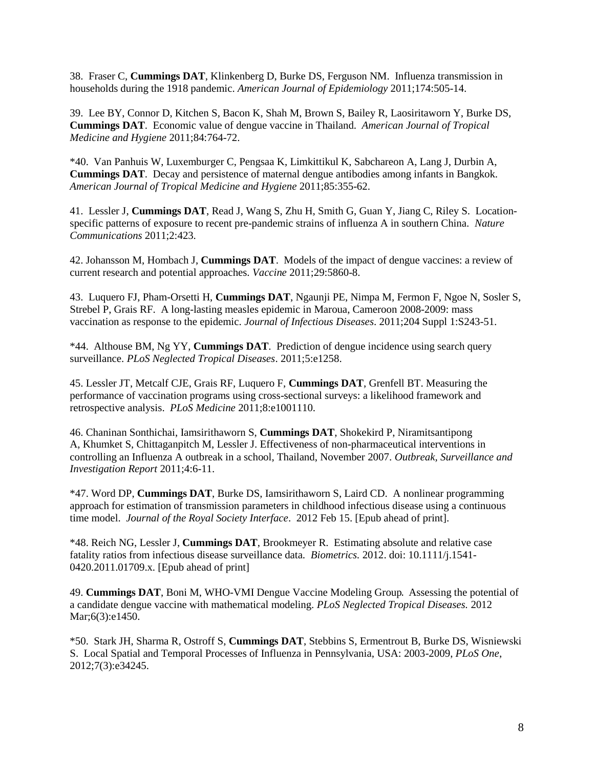38. Fraser C, **Cummings DAT**, Klinkenberg D, Burke DS, Ferguson NM. Influenza transmission in households during the 1918 pandemic. *American Journal of Epidemiology* 2011;174:505-14.

39. Lee BY, Connor D, Kitchen S, Bacon K, Shah M, Brown S, Bailey R, Laosiritaworn Y, Burke DS, **Cummings DAT**. Economic value of dengue vaccine in Thailand. *American Journal of Tropical Medicine and Hygiene* 2011;84:764-72.

*40. Van Panhuis W, Luxemburger C, Pengsaa K, Limkittikul K, Sabchareon A, Lang J, Durbin A, **Cummings DAT**. Decay and persistence of maternal dengue antibodies among infants in Bangkok. *American Journal of Tropical Medicine and Hygiene* 2011;85:355-62.

41. Lessler J, **Cummings DAT**, Read J, Wang S, Zhu H, Smith G, Guan Y, Jiang C, Riley S. Location-specific patterns of exposure to recent pre-pandemic strains of influenza A in southern China. *Nature Communications* 2011;2:423.

42. Johansson M, Hombach J, **Cummings DAT**. Models of the impact of dengue vaccines: a review of current research and potential approaches. *Vaccine* 2011;29:5860-8.

43. Luquero FJ, Pham-Orsetti H, **Cummings DAT**, Ngaunji PE, Nimpa M, Fermon F, Ngoe N, Sosler S, Strebel P, Grais RF. A long-lasting measles epidemic in Maroua, Cameroon 2008-2009: mass vaccination as response to the epidemic. *Journal of Infectious Diseases*. 2011;204 Suppl 1:S243-51.

*44. Althouse BM, Ng YY, **Cummings DAT**. Prediction of dengue incidence using search query surveillance. *PLoS Neglected Tropical Diseases*. 2011;5:e1258.

45. Lessler JT, Metcalf CJE, Grais RF, Luquero F, **Cummings DAT**, Grenfell BT. Measuring the performance of vaccination programs using cross-sectional surveys: a likelihood framework and retrospective analysis. *PLoS Medicine* 2011;8:e1001110.

46. Chaninan Sonthichai, Iamsirithaworn S, **Cummings DAT**, Shokekird P, Niramitsantipong A, Khumket S, Chittaganpitch M, Lessler J. Effectiveness of non-pharmaceutical interventions in controlling an Influenza A outbreak in a school, Thailand, November 2007. *Outbreak, Surveillance and Investigation Report* 2011;4:6-11.

*47. Word DP, **Cummings DAT**, Burke DS, Iamsirithaworn S, Laird CD. A nonlinear programming approach for estimation of transmission parameters in childhood infectious disease using a continuous time model. *Journal of the Royal Society Interface*. 2012 Feb 15. [Epub ahead of print].

*48. Reich NG, Lessler J, **Cummings DAT**, Brookmeyer R. Estimating absolute and relative case fatality ratios from infectious disease surveillance data. *Biometrics.* 2012. doi: 10.1111/j.1541-0420.2011.01709.x. [Epub ahead of print]

49. **Cummings DAT**, Boni M, WHO-VMI Dengue Vaccine Modeling Group*.* Assessing the potential of a candidate dengue vaccine with mathematical modeling. *PLoS Neglected Tropical Diseases.* 2012 Mar;6(3):e1450.

*50. Stark JH, Sharma R, Ostroff S, **Cummings DAT**, Stebbins S, Ermentrout B, Burke DS, Wisniewski S. Local Spatial and Temporal Processes of Influenza in Pennsylvania, USA: 2003-2009, *PLoS One*, 2012;7(3):e34245.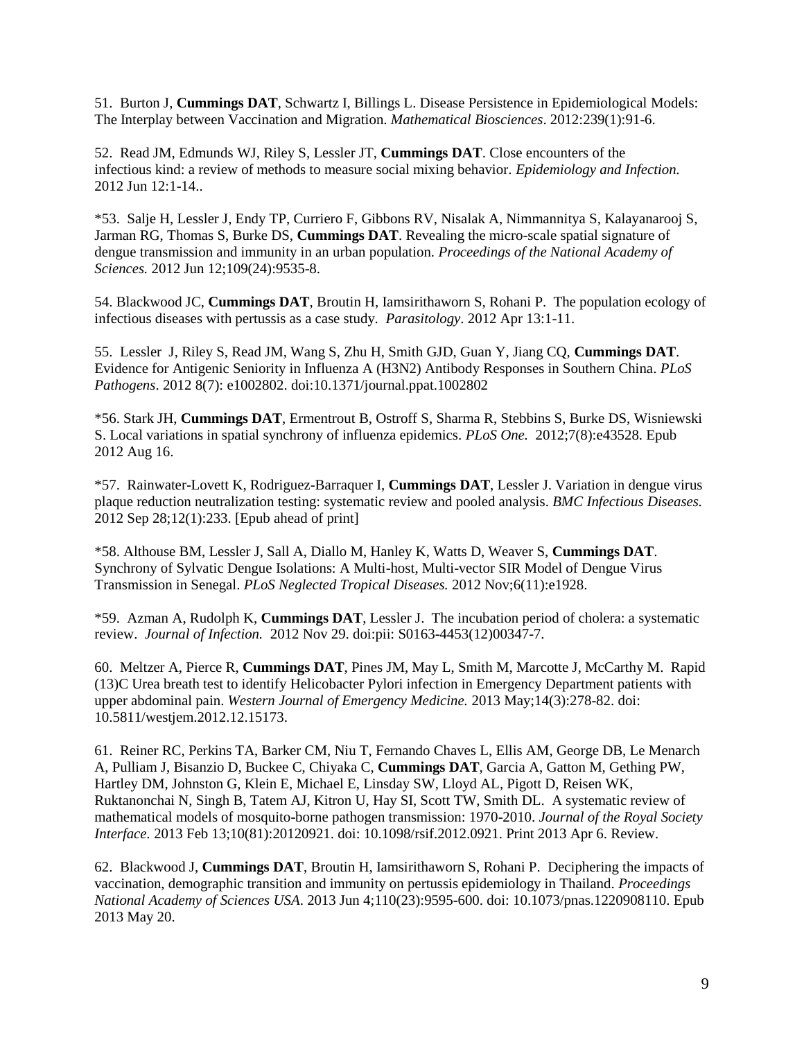51. Burton J, **Cummings DAT**, Schwartz I, Billings L. Disease Persistence in Epidemiological Models: The Interplay between Vaccination and Migration. *Mathematical Biosciences*. 2012:239(1):91-6.

52. Read JM, Edmunds WJ, Riley S, Lessler JT, **Cummings DAT**. Close encounters of the infectious kind: a review of methods to measure social mixing behavior. *Epidemiology and Infection.* 2012 Jun 12:1-14..

*53. Salje H, Lessler J, Endy TP, Curriero F, Gibbons RV, Nisalak A, Nimmannitya S, Kalayanarooj S, Jarman RG, Thomas S, Burke DS, **Cummings DAT**. Revealing the micro-scale spatial signature of dengue transmission and immunity in an urban population. *Proceedings of the National Academy of Sciences.* 2012 Jun 12;109(24):9535-8.

54. Blackwood JC, **Cummings DAT**, Broutin H, Iamsirithaworn S, Rohani P. The population ecology of infectious diseases with pertussis as a case study. *Parasitology*. 2012 Apr 13:1-11.

55. Lessler J, Riley S, Read JM, Wang S, Zhu H, Smith GJD, Guan Y, Jiang CQ, **Cummings DAT**. Evidence for Antigenic Seniority in Influenza A (H3N2) Antibody Responses in Southern China. *PLoS Pathogens*. 2012 8(7): e1002802. doi:10.1371/journal.ppat.1002802

*56. Stark JH, **Cummings DAT**, Ermentrout B, Ostroff S, Sharma R, Stebbins S, Burke DS, Wisniewski S. Local variations in spatial synchrony of influenza epidemics. *PLoS One.* 2012;7(8):e43528. Epub 2012 Aug 16.

*57. Rainwater-Lovett K, Rodriguez-Barraquer I, **Cummings DAT**, Lessler J. Variation in dengue virus plaque reduction neutralization testing: systematic review and pooled analysis. *BMC Infectious Diseases.* 2012 Sep 28;12(1):233. [Epub ahead of print]

*58. Althouse BM, Lessler J, Sall A, Diallo M, Hanley K, Watts D, Weaver S, **Cummings DAT**. Synchrony of Sylvatic Dengue Isolations: A Multi-host, Multi-vector SIR Model of Dengue Virus Transmission in Senegal. *PLoS Neglected Tropical Diseases.* 2012 Nov;6(11):e1928.

*59. Azman A, Rudolph K, **Cummings DAT**, Lessler J. The incubation period of cholera: a systematic review. *Journal of Infection.* 2012 Nov 29. doi:pii: S0163-4453(12)00347-7.

60. Meltzer A, Pierce R, **Cummings DAT**, Pines JM, May L, Smith M, Marcotte J, McCarthy M. Rapid (13)C Urea breath test to identify Helicobacter Pylori infection in Emergency Department patients with upper abdominal pain. *Western Journal of Emergency Medicine.* 2013 May;14(3):278-82. doi: 10.5811/westjem.2012.12.15173.

61. Reiner RC, Perkins TA, Barker CM, Niu T, Fernando Chaves L, Ellis AM, George DB, Le Menarch A, Pulliam J, Bisanzio D, Buckee C, Chiyaka C, **Cummings DAT**, Garcia A, Gatton M, Gething PW, Hartley DM, Johnston G, Klein E, Michael E, Linsday SW, Lloyd AL, Pigott D, Reisen WK, Ruktanonchai N, Singh B, Tatem AJ, Kitron U, Hay SI, Scott TW, Smith DL. A systematic review of mathematical models of mosquito-borne pathogen transmission: 1970-2010. *Journal of the Royal Society Interface.* 2013 Feb 13;10(81):20120921. doi: 10.1098/rsif.2012.0921. Print 2013 Apr 6. Review.

62. Blackwood J, **Cummings DAT**, Broutin H, Iamsirithaworn S, Rohani P. Deciphering the impacts of vaccination, demographic transition and immunity on pertussis epidemiology in Thailand. *Proceedings National Academy of Sciences USA*. 2013 Jun 4;110(23):9595-600. doi: 10.1073/pnas.1220908110. Epub 2013 May 20.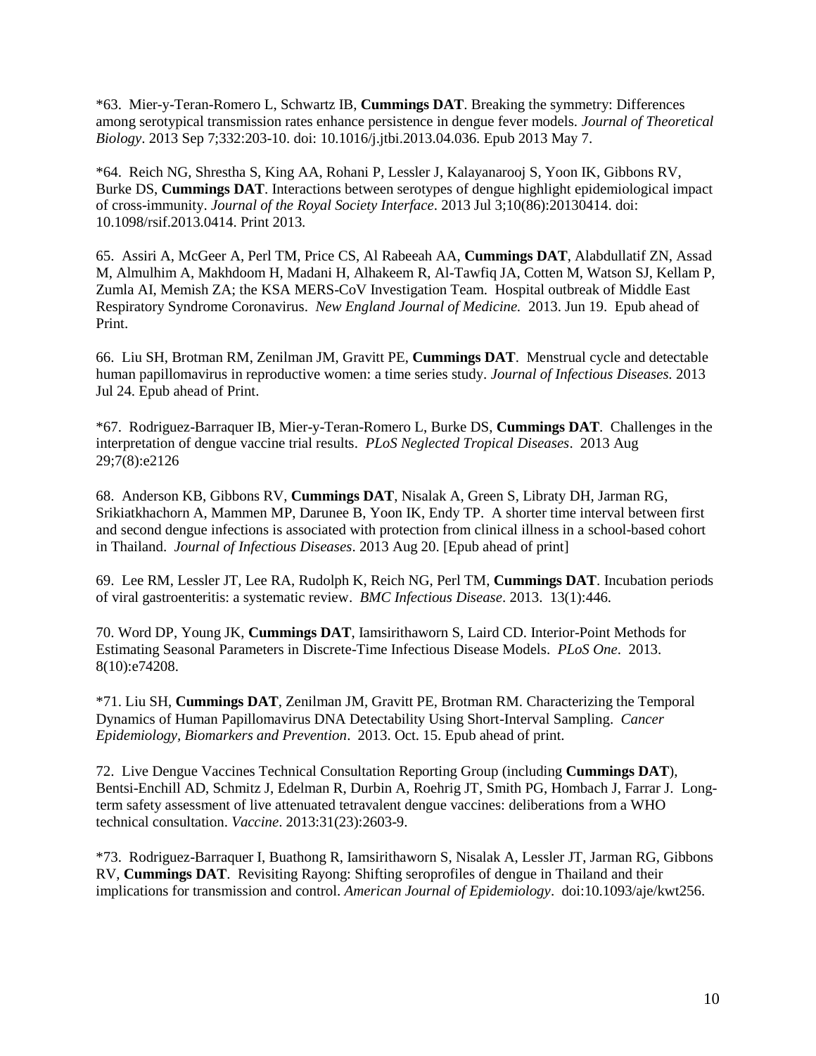*63. Mier-y-Teran-Romero L, Schwartz IB, **Cummings DAT**. Breaking the symmetry: Differences among serotypical transmission rates enhance persistence in dengue fever models. *Journal of Theoretical Biology*. 2013 Sep 7;332:203-10. doi: 10.1016/j.jtbi.2013.04.036. Epub 2013 May 7.

*64. Reich NG, Shrestha S, King AA, Rohani P, Lessler J, Kalayanarooj S, Yoon IK, Gibbons RV, Burke DS, **Cummings DAT**. Interactions between serotypes of dengue highlight epidemiological impact of cross-immunity. *Journal of the Royal Society Interface*. 2013 Jul 3;10(86):20130414. doi: 10.1098/rsif.2013.0414. Print 2013.

65. Assiri A, McGeer A, Perl TM, Price CS, Al Rabeeah AA, **Cummings DAT**, Alabdullatif ZN, Assad M, Almulhim A, Makhdoom H, Madani H, Alhakeem R, Al-Tawfiq JA, Cotten M, Watson SJ, Kellam P, Zumla AI, Memish ZA; the KSA MERS-CoV Investigation Team. Hospital outbreak of Middle East Respiratory Syndrome Coronavirus. *New England Journal of Medicine.* 2013. Jun 19. Epub ahead of Print.

66. Liu SH, Brotman RM, Zenilman JM, Gravitt PE, **Cummings DAT**. Menstrual cycle and detectable human papillomavirus in reproductive women: a time series study. *Journal of Infectious Diseases.* 2013 Jul 24. Epub ahead of Print.

*67. Rodriguez-Barraquer IB, Mier-y-Teran-Romero L, Burke DS, **Cummings DAT**. Challenges in the interpretation of dengue vaccine trial results. *PLoS Neglected Tropical Diseases*. 2013 Aug 29;7(8):e2126

68. Anderson KB, Gibbons RV, **Cummings DAT**, Nisalak A, Green S, Libraty DH, Jarman RG, Srikiatkhachorn A, Mammen MP, Darunee B, Yoon IK, Endy TP. A shorter time interval between first and second dengue infections is associated with protection from clinical illness in a school-based cohort in Thailand. *Journal of Infectious Diseases*. 2013 Aug 20. [Epub ahead of print]

69. Lee RM, Lessler JT, Lee RA, Rudolph K, Reich NG, Perl TM, **Cummings DAT**. Incubation periods of viral gastroenteritis: a systematic review. *BMC Infectious Disease*. 2013. 13(1):446.

70. Word DP, Young JK, **Cummings DAT**, Iamsirithaworn S, Laird CD. Interior-Point Methods for Estimating Seasonal Parameters in Discrete-Time Infectious Disease Models. *PLoS One*. 2013. 8(10):e74208.

*71. Liu SH, **Cummings DAT**, Zenilman JM, Gravitt PE, Brotman RM. Characterizing the Temporal Dynamics of Human Papillomavirus DNA Detectability Using Short-Interval Sampling. *Cancer Epidemiology, Biomarkers and Prevention*. 2013. Oct. 15. Epub ahead of print.

72. Live Dengue Vaccines Technical Consultation Reporting Group (including **Cummings DAT**), Bentsi-Enchill AD, Schmitz J, Edelman R, Durbin A, Roehrig JT, Smith PG, Hombach J, Farrar J. Long-term safety assessment of live attenuated tetravalent dengue vaccines: deliberations from a WHO technical consultation. *Vaccine*. 2013:31(23):2603-9.

*73. Rodriguez-Barraquer I, Buathong R, Iamsirithaworn S, Nisalak A, Lessler JT, Jarman RG, Gibbons RV, **Cummings DAT**. Revisiting Rayong: Shifting seroprofiles of dengue in Thailand and their implications for transmission and control. *American Journal of Epidemiology*. doi:10.1093/aje/kwt256.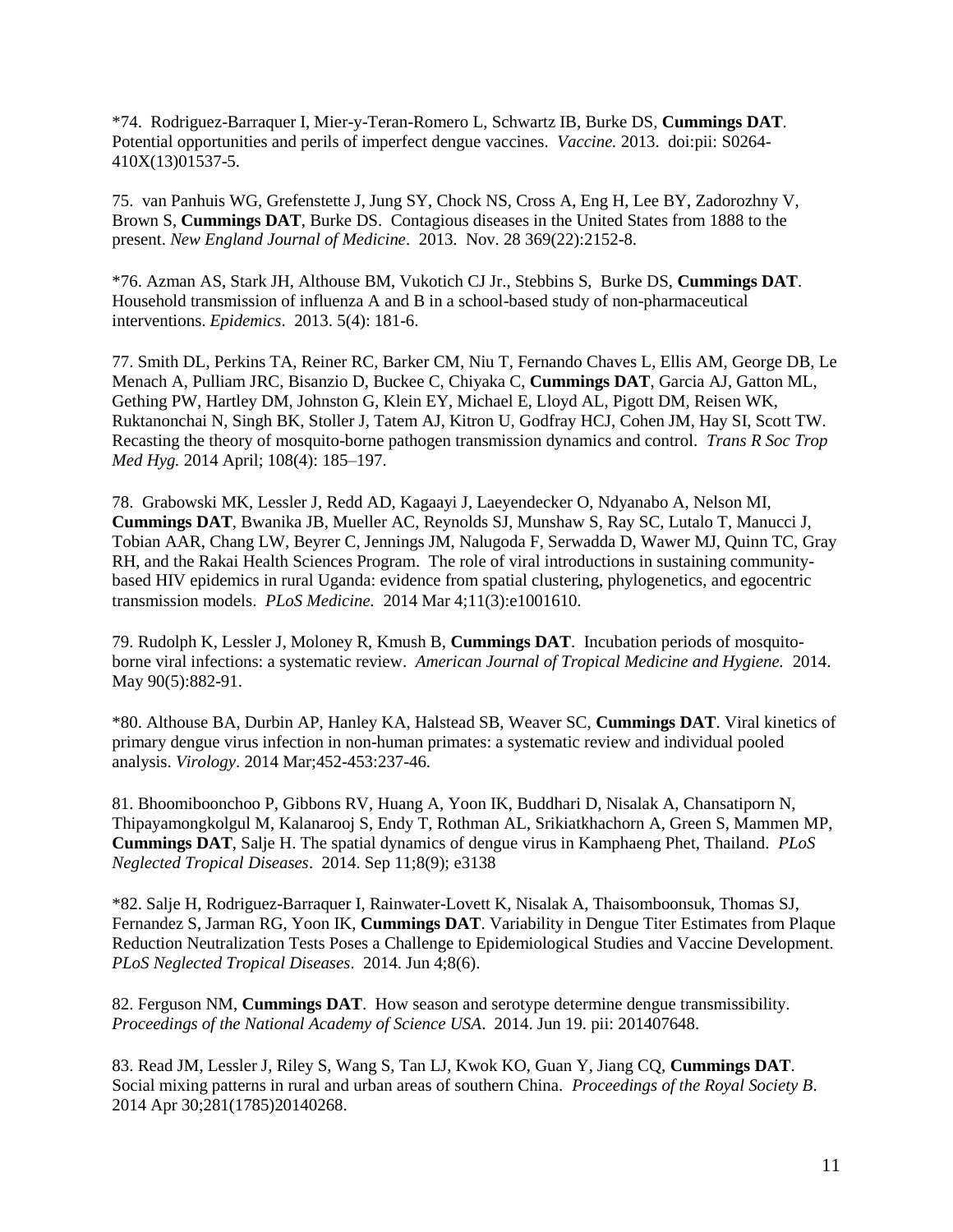*74. Rodriguez-Barraquer I, Mier-y-Teran-Romero L, Schwartz IB, Burke DS, **Cummings DAT**. Potential opportunities and perils of imperfect dengue vaccines. *Vaccine.* 2013. doi:pii: S0264-410X(13)01537-5.

75. van Panhuis WG, Grefenstette J, Jung SY, Chock NS, Cross A, Eng H, Lee BY, Zadorozhny V, Brown S, **Cummings DAT**, Burke DS. Contagious diseases in the United States from 1888 to the present. *New England Journal of Medicine*. 2013. Nov. 28 369(22):2152-8.

*76. Azman AS, Stark JH, Althouse BM, Vukotich CJ Jr., Stebbins S, Burke DS, **Cummings DAT**. Household transmission of influenza A and B in a school-based study of non-pharmaceutical interventions. *Epidemics*. 2013. 5(4): 181-6.

77. Smith DL, Perkins TA, Reiner RC, Barker CM, Niu T, Fernando Chaves L, Ellis AM, George DB, Le Menach A, Pulliam JRC, Bisanzio D, Buckee C, Chiyaka C, **Cummings DAT**, Garcia AJ, Gatton ML, Gething PW, Hartley DM, Johnston G, Klein EY, Michael E, Lloyd AL, Pigott DM, Reisen WK, Ruktanonchai N, Singh BK, Stoller J, Tatem AJ, Kitron U, Godfray HCJ, Cohen JM, Hay SI, Scott TW. Recasting the theory of mosquito-borne pathogen transmission dynamics and control. *Trans R Soc Trop Med Hyg.* 2014 April; 108(4): 185–197.

78. Grabowski MK, Lessler J, Redd AD, Kagaayi J, Laeyendecker O, Ndyanabo A, Nelson MI, **Cummings DAT**, Bwanika JB, Mueller AC, Reynolds SJ, Munshaw S, Ray SC, Lutalo T, Manucci J, Tobian AAR, Chang LW, Beyrer C, Jennings JM, Nalugoda F, Serwadda D, Wawer MJ, Quinn TC, Gray RH, and the Rakai Health Sciences Program. The role of viral introductions in sustaining community-based HIV epidemics in rural Uganda: evidence from spatial clustering, phylogenetics, and egocentric transmission models. *PLoS Medicine.* 2014 Mar 4;11(3):e1001610.

79. Rudolph K, Lessler J, Moloney R, Kmush B, **Cummings DAT**. Incubation periods of mosquito-borne viral infections: a systematic review. *American Journal of Tropical Medicine and Hygiene.* 2014. May 90(5):882-91.

*80. Althouse BA, Durbin AP, Hanley KA, Halstead SB, Weaver SC, **Cummings DAT**. Viral kinetics of primary dengue virus infection in non-human primates: a systematic review and individual pooled analysis. *Virology*. 2014 Mar;452-453:237-46.

81. Bhoomiboonchoo P, Gibbons RV, Huang A, Yoon IK, Buddhari D, Nisalak A, Chansatiporn N, Thipayamongkolgul M, Kalanarooj S, Endy T, Rothman AL, Srikiatkhachorn A, Green S, Mammen MP, **Cummings DAT**, Salje H. The spatial dynamics of dengue virus in Kamphaeng Phet, Thailand. *PLoS Neglected Tropical Diseases*. 2014. Sep 11;8(9); e3138

*82. Salje H, Rodriguez-Barraquer I, Rainwater-Lovett K, Nisalak A, Thaisomboonsuk, Thomas SJ, Fernandez S, Jarman RG, Yoon IK, **Cummings DAT**. Variability in Dengue Titer Estimates from Plaque Reduction Neutralization Tests Poses a Challenge to Epidemiological Studies and Vaccine Development. *PLoS Neglected Tropical Diseases*. 2014. Jun 4;8(6).

82. Ferguson NM, **Cummings DAT**. How season and serotype determine dengue transmissibility. *Proceedings of the National Academy of Science USA*. 2014. Jun 19. pii: 201407648.

83. Read JM, Lessler J, Riley S, Wang S, Tan LJ, Kwok KO, Guan Y, Jiang CQ, **Cummings DAT**. Social mixing patterns in rural and urban areas of southern China. *Proceedings of the Royal Society B*. 2014 Apr 30;281(1785)20140268.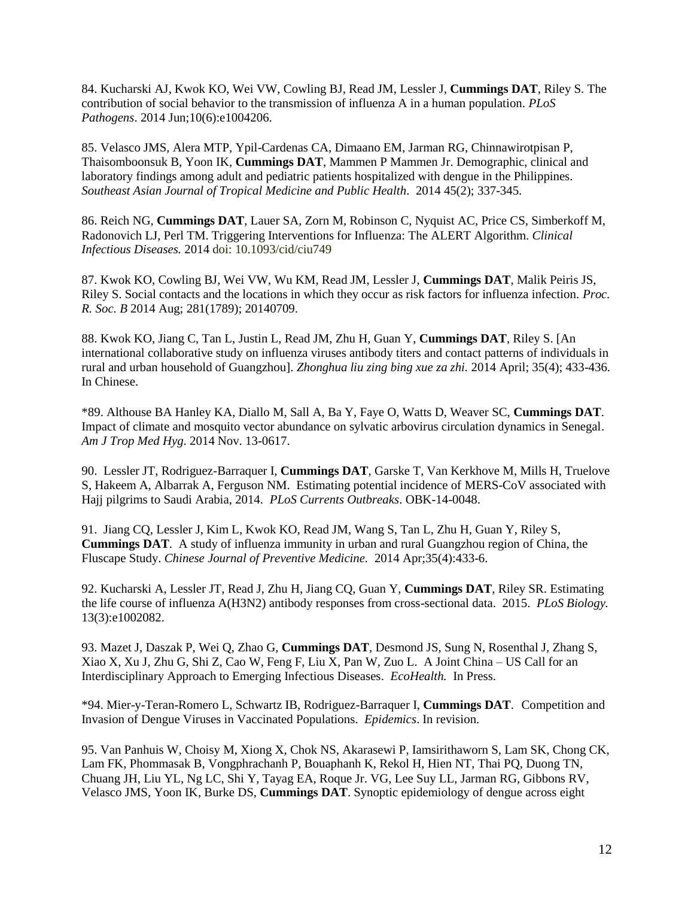84. Kucharski AJ, Kwok KO, Wei VW, Cowling BJ, Read JM, Lessler J, **Cummings DAT**, Riley S. The contribution of social behavior to the transmission of influenza A in a human population. *PLoS Pathogens*. 2014 Jun;10(6):e1004206.

85. Velasco JMS, Alera MTP, Ypil-Cardenas CA, Dimaano EM, Jarman RG, Chinnawirotpisan P, Thaisomboonsuk B, Yoon IK, **Cummings DAT**, Mammen P Mammen Jr. Demographic, clinical and laboratory findings among adult and pediatric patients hospitalized with dengue in the Philippines. *Southeast Asian Journal of Tropical Medicine and Public Health*. 2014 45(2); 337-345.

86. Reich NG, **Cummings DAT**, Lauer SA, Zorn M, Robinson C, Nyquist AC, Price CS, Simberkoff M, Radonovich LJ, Perl TM. Triggering Interventions for Influenza: The ALERT Algorithm. *Clinical Infectious Diseases.* 2014 doi: 10.1093/cid/ciu749

87. Kwok KO, Cowling BJ, Wei VW, Wu KM, Read JM, Lessler J, **Cummings DAT**, Malik Peiris JS, Riley S. Social contacts and the locations in which they occur as risk factors for influenza infection. *Proc. R. Soc. B* 2014 Aug; 281(1789); 20140709.

88. Kwok KO, Jiang C, Tan L, Justin L, Read JM, Zhu H, Guan Y, **Cummings DAT**, Riley S. [An international collaborative study on influenza viruses antibody titers and contact patterns of individuals in rural and urban household of Guangzhou]. *Zhonghua liu zing bing xue za zhi.* 2014 April; 35(4); 433-436. In Chinese.

*89. Althouse BA Hanley KA, Diallo M, Sall A, Ba Y, Faye O, Watts D, Weaver SC, **Cummings DAT**. Impact of climate and mosquito vector abundance on sylvatic arbovirus circulation dynamics in Senegal. *Am J Trop Med Hyg*. 2014 Nov. 13-0617.

90. Lessler JT, Rodriguez-Barraquer I, **Cummings DAT**, Garske T, Van Kerkhove M, Mills H, Truelove S, Hakeem A, Albarrak A, Ferguson NM. Estimating potential incidence of MERS-CoV associated with Hajj pilgrims to Saudi Arabia, 2014. *PLoS Currents Outbreaks*. OBK-14-0048.

91. Jiang CQ, Lessler J, Kim L, Kwok KO, Read JM, Wang S, Tan L, Zhu H, Guan Y, Riley S, **Cummings DAT**. A study of influenza immunity in urban and rural Guangzhou region of China, the Fluscape Study. *Chinese Journal of Preventive Medicine.* 2014 Apr;35(4):433-6.

92. Kucharski A, Lessler JT, Read J, Zhu H, Jiang CQ, Guan Y, **Cummings DAT**, Riley SR. Estimating the life course of influenza A(H3N2) antibody responses from cross-sectional data. 2015. *PLoS Biology.* 13(3):e1002082.

93. Mazet J, Daszak P, Wei Q, Zhao G, **Cummings DAT**, Desmond JS, Sung N, Rosenthal J, Zhang S, Xiao X, Xu J, Zhu G, Shi Z, Cao W, Feng F, Liu X, Pan W, Zuo L. A Joint China – US Call for an Interdisciplinary Approach to Emerging Infectious Diseases. *EcoHealth.* In Press.

*94. Mier-y-Teran-Romero L, Schwartz IB, Rodriguez-Barraquer I, **Cummings DAT**. Competition and Invasion of Dengue Viruses in Vaccinated Populations. *Epidemics*. In revision.

95. Van Panhuis W, Choisy M, Xiong X, Chok NS, Akarasewi P, Iamsirithaworn S, Lam SK, Chong CK, Lam FK, Phommasak B, Vongphrachanh P, Bouaphanh K, Rekol H, Hien NT, Thai PQ, Duong TN, Chuang JH, Liu YL, Ng LC, Shi Y, Tayag EA, Roque Jr. VG, Lee Suy LL, Jarman RG, Gibbons RV, Velasco JMS, Yoon IK, Burke DS, **Cummings DAT**. Synoptic epidemiology of dengue across eight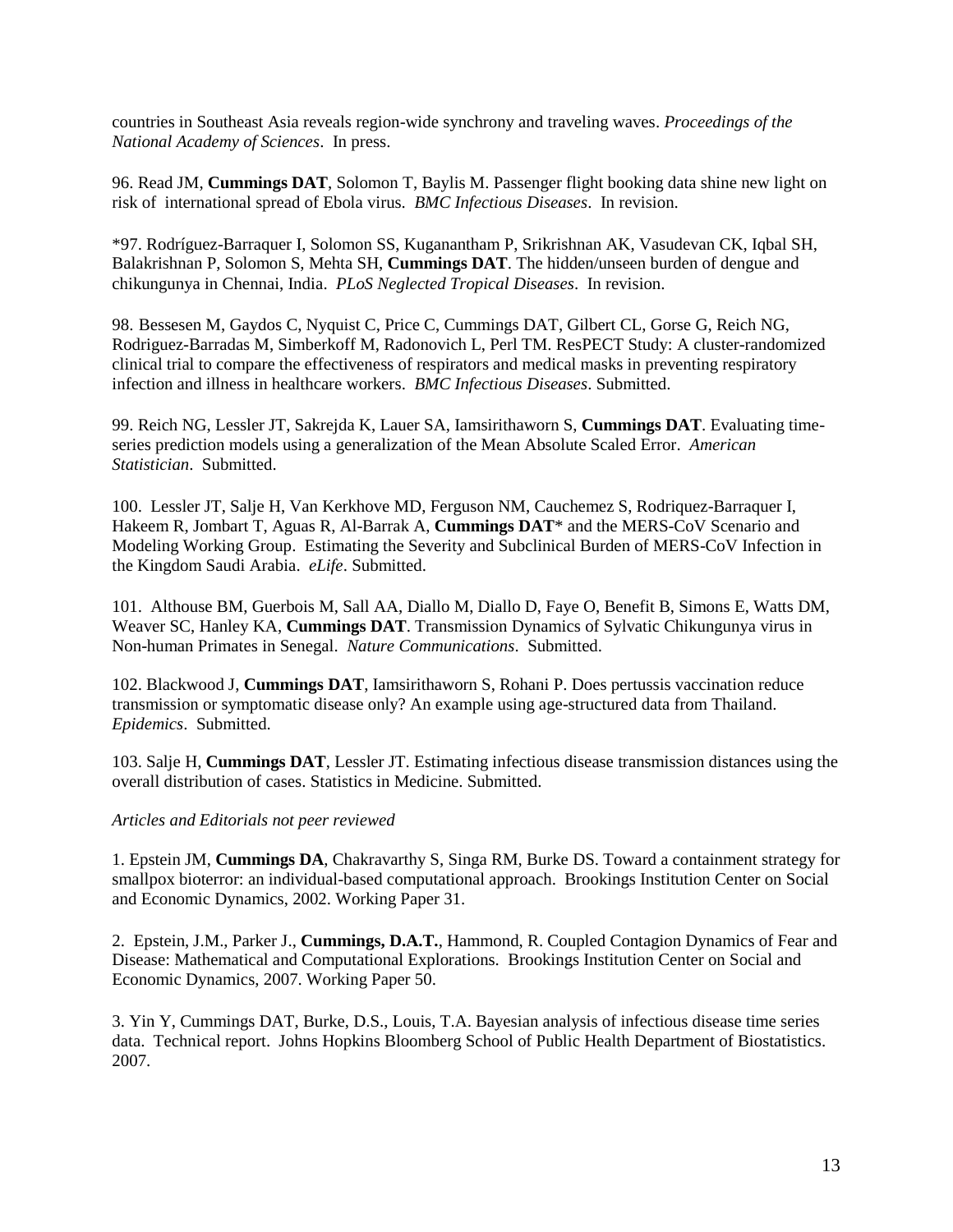countries in Southeast Asia reveals region-wide synchrony and traveling waves. *Proceedings of the National Academy of Sciences*. In press.

96. Read JM, **Cummings DAT**, Solomon T, Baylis M. Passenger flight booking data shine new light on risk of international spread of Ebola virus. *BMC Infectious Diseases*. In revision.

*97. Rodríguez-Barraquer I, Solomon SS, Kuganantham P, Srikrishnan AK, Vasudevan CK, Iqbal SH, Balakrishnan P, Solomon S, Mehta SH, **Cummings DAT**. The hidden/unseen burden of dengue and chikungunya in Chennai, India. *PLoS Neglected Tropical Diseases*. In revision.

98. Bessesen M, Gaydos C, Nyquist C, Price C, Cummings DAT, Gilbert CL, Gorse G, Reich NG, Rodriguez-Barradas M, Simberkoff M, Radonovich L, Perl TM. ResPECT Study: A cluster-randomized clinical trial to compare the effectiveness of respirators and medical masks in preventing respiratory infection and illness in healthcare workers. *BMC Infectious Diseases*. Submitted.

99. Reich NG, Lessler JT, Sakrejda K, Lauer SA, Iamsirithaworn S, **Cummings DAT**. Evaluating time-series prediction models using a generalization of the Mean Absolute Scaled Error. *American Statistician*. Submitted.

100. Lessler JT, Salje H, Van Kerkhove MD, Ferguson NM, Cauchemez S, Rodriquez-Barraquer I, Hakeem R, Jombart T, Aguas R, Al-Barrak A, **Cummings DAT*** and the MERS-CoV Scenario and Modeling Working Group. Estimating the Severity and Subclinical Burden of MERS-CoV Infection in the Kingdom Saudi Arabia. *eLife*. Submitted.

101. Althouse BM, Guerbois M, Sall AA, Diallo M, Diallo D, Faye O, Benefit B, Simons E, Watts DM, Weaver SC, Hanley KA, **Cummings DAT**. Transmission Dynamics of Sylvatic Chikungunya virus in Non-human Primates in Senegal. *Nature Communications*. Submitted.

102. Blackwood J, **Cummings DAT**, Iamsirithaworn S, Rohani P. Does pertussis vaccination reduce transmission or symptomatic disease only? An example using age-structured data from Thailand. *Epidemics*. Submitted.

103. Salje H, **Cummings DAT**, Lessler JT. Estimating infectious disease transmission distances using the overall distribution of cases. Statistics in Medicine. Submitted.

*Articles and Editorials not peer reviewed*

1. Epstein JM, **Cummings DA**, Chakravarthy S, Singa RM, Burke DS. Toward a containment strategy for smallpox bioterror: an individual-based computational approach. Brookings Institution Center on Social and Economic Dynamics, 2002. Working Paper 31.

2. Epstein, J.M., Parker J., **Cummings, D.A.T.**, Hammond, R. Coupled Contagion Dynamics of Fear and Disease: Mathematical and Computational Explorations. Brookings Institution Center on Social and Economic Dynamics, 2007. Working Paper 50.

3. Yin Y, Cummings DAT, Burke, D.S., Louis, T.A. Bayesian analysis of infectious disease time series data. Technical report. Johns Hopkins Bloomberg School of Public Health Department of Biostatistics. 2007.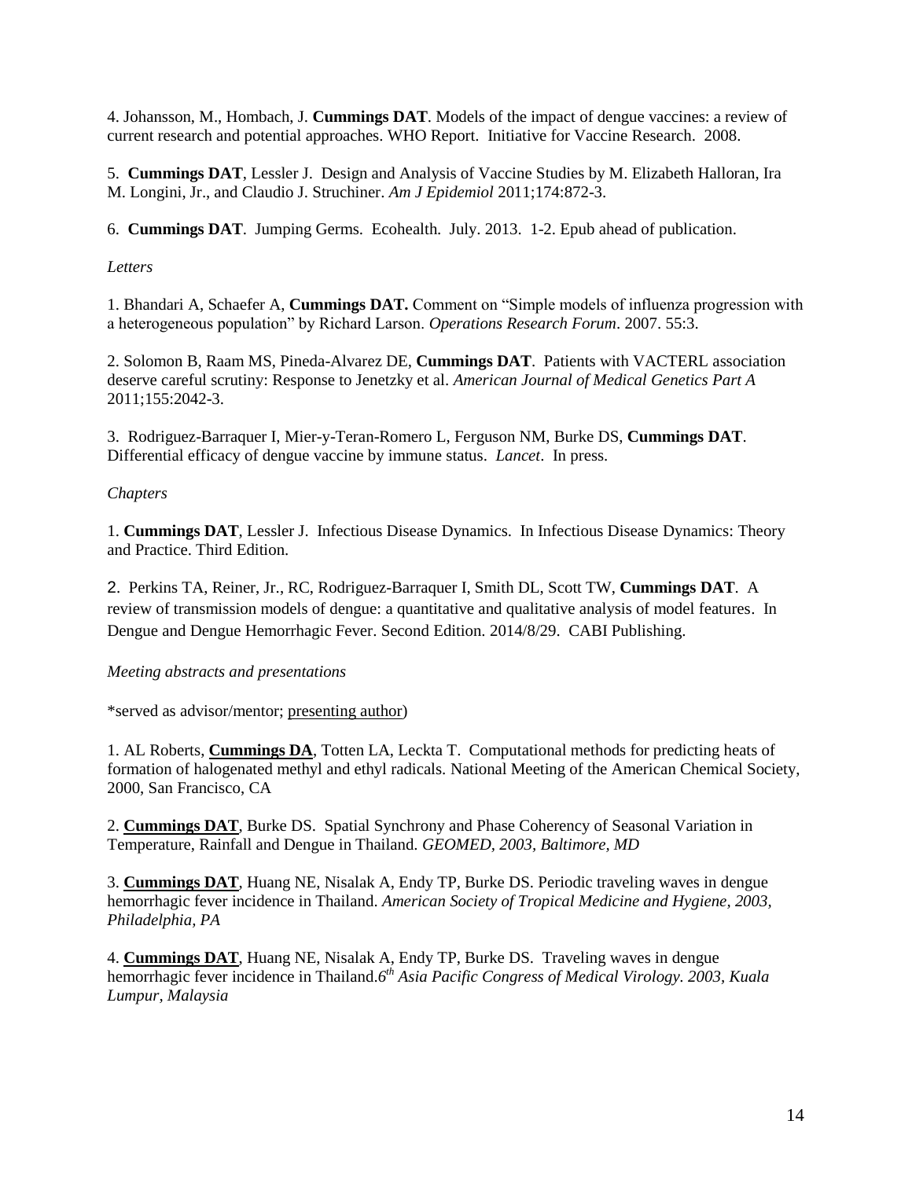4. Johansson, M., Hombach, J. **Cummings DAT**. Models of the impact of dengue vaccines: a review of current research and potential approaches. WHO Report. Initiative for Vaccine Research. 2008.

5. **Cummings DAT**, Lessler J. Design and Analysis of Vaccine Studies by M. Elizabeth Halloran, Ira M. Longini, Jr., and Claudio J. Struchiner. *Am J Epidemiol* 2011;174:872-3.

6. **Cummings DAT**. Jumping Germs. Ecohealth. July. 2013. 1-2. Epub ahead of publication.

*Letters*

1. Bhandari A, Schaefer A, **Cummings DAT.** Comment on "Simple models of influenza progression with a heterogeneous population" by Richard Larson. *Operations Research Forum*. 2007. 55:3.

2. Solomon B, Raam MS, Pineda-Alvarez DE, **Cummings DAT**. Patients with VACTERL association deserve careful scrutiny: Response to Jenetzky et al. *American Journal of Medical Genetics Part A* 2011;155:2042-3.

3. Rodriguez-Barraquer I, Mier-y-Teran-Romero L, Ferguson NM, Burke DS, **Cummings DAT**. Differential efficacy of dengue vaccine by immune status. *Lancet*. In press.

*Chapters*

1. **Cummings DAT**, Lessler J. Infectious Disease Dynamics. In Infectious Disease Dynamics: Theory and Practice. Third Edition.

2. Perkins TA, Reiner, Jr., RC, Rodriguez-Barraquer I, Smith DL, Scott TW, **Cummings DAT**. A review of transmission models of dengue: a quantitative and qualitative analysis of model features. In Dengue and Dengue Hemorrhagic Fever. Second Edition. 2014/8/29. CABI Publishing.

*Meeting abstracts and presentations*

*served as advisor/mentor; <u>presenting author</u>)

1. AL Roberts, <u>**Cummings DA**</u>, Totten LA, Leckta T. Computational methods for predicting heats of formation of halogenated methyl and ethyl radicals. National Meeting of the American Chemical Society, 2000, San Francisco, CA

2. <u>**Cummings DAT**</u>, Burke DS. Spatial Synchrony and Phase Coherency of Seasonal Variation in Temperature, Rainfall and Dengue in Thailand. *GEOMED, 2003, Baltimore, MD*

3. <u>**Cummings DAT**</u>, Huang NE, Nisalak A, Endy TP, Burke DS. Periodic traveling waves in dengue hemorrhagic fever incidence in Thailand. *American Society of Tropical Medicine and Hygiene, 2003, Philadelphia, PA*

4. <u>**Cummings DAT**</u>, Huang NE, Nisalak A, Endy TP, Burke DS. Traveling waves in dengue hemorrhagic fever incidence in Thailand.*6th Asia Pacific Congress of Medical Virology. 2003, Kuala Lumpur, Malaysia*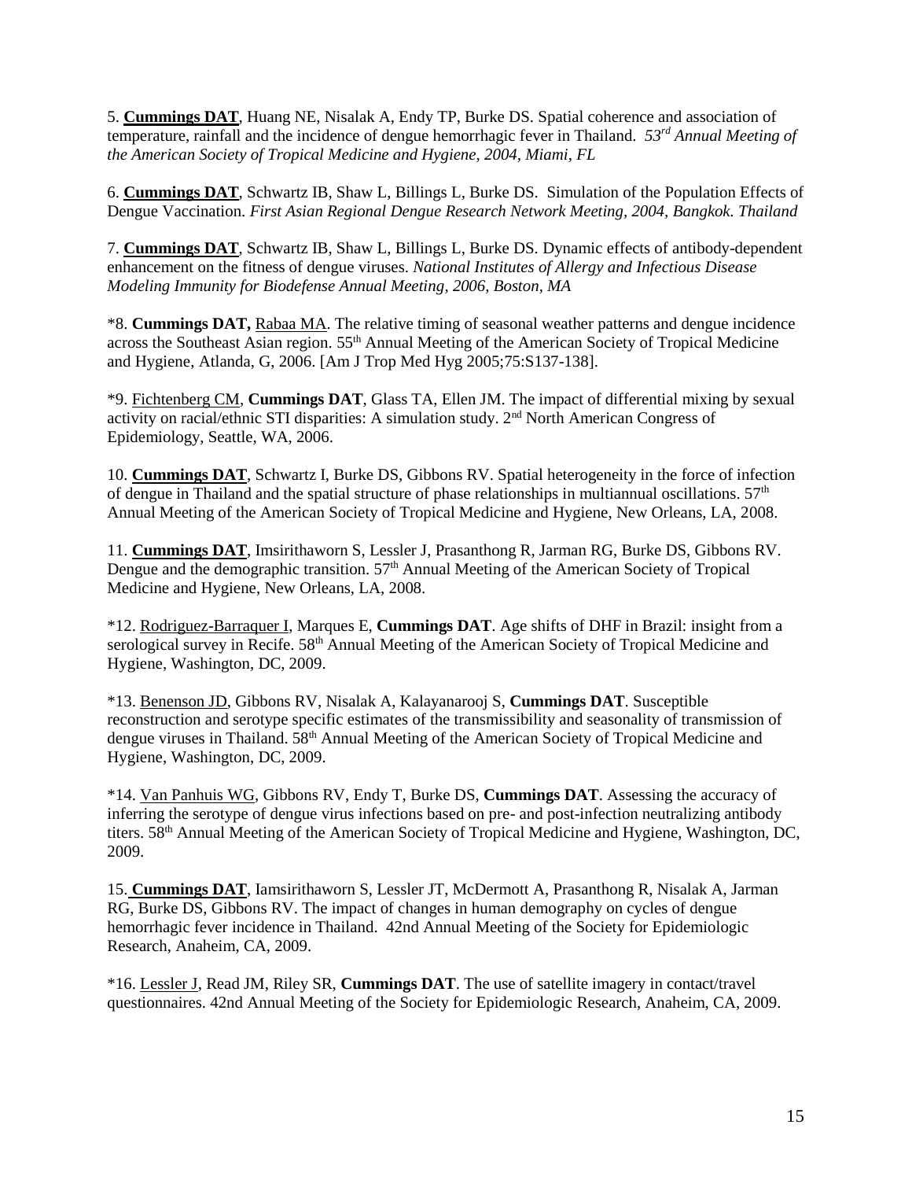5. **Cummings DAT**, Huang NE, Nisalak A, Endy TP, Burke DS. Spatial coherence and association of temperature, rainfall and the incidence of dengue hemorrhagic fever in Thailand. *53rd Annual Meeting of the American Society of Tropical Medicine and Hygiene, 2004, Miami, FL*

6. **Cummings DAT**, Schwartz IB, Shaw L, Billings L, Burke DS. Simulation of the Population Effects of Dengue Vaccination. *First Asian Regional Dengue Research Network Meeting, 2004, Bangkok. Thailand*

7. **Cummings DAT**, Schwartz IB, Shaw L, Billings L, Burke DS. Dynamic effects of antibody-dependent enhancement on the fitness of dengue viruses. *National Institutes of Allergy and Infectious Disease Modeling Immunity for Biodefense Annual Meeting, 2006, Boston, MA*

*8. **Cummings DAT,** Rabaa MA. The relative timing of seasonal weather patterns and dengue incidence across the Southeast Asian region. 55th Annual Meeting of the American Society of Tropical Medicine and Hygiene, Atlanda, G, 2006. [Am J Trop Med Hyg 2005;75:S137-138].

*9. Fichtenberg CM, **Cummings DAT**, Glass TA, Ellen JM. The impact of differential mixing by sexual activity on racial/ethnic STI disparities: A simulation study. 2nd North American Congress of Epidemiology, Seattle, WA, 2006.

10. **Cummings DAT**, Schwartz I, Burke DS, Gibbons RV. Spatial heterogeneity in the force of infection of dengue in Thailand and the spatial structure of phase relationships in multiannual oscillations. 57th Annual Meeting of the American Society of Tropical Medicine and Hygiene, New Orleans, LA, 2008.

11. **Cummings DAT**, Imsirithaworn S, Lessler J, Prasanthong R, Jarman RG, Burke DS, Gibbons RV. Dengue and the demographic transition. 57th Annual Meeting of the American Society of Tropical Medicine and Hygiene, New Orleans, LA, 2008.

*12. Rodriguez-Barraquer I, Marques E, **Cummings DAT**. Age shifts of DHF in Brazil: insight from a serological survey in Recife. 58th Annual Meeting of the American Society of Tropical Medicine and Hygiene, Washington, DC, 2009.

*13. Benenson JD, Gibbons RV, Nisalak A, Kalayanarooj S, **Cummings DAT**. Susceptible reconstruction and serotype specific estimates of the transmissibility and seasonality of transmission of dengue viruses in Thailand. 58th Annual Meeting of the American Society of Tropical Medicine and Hygiene, Washington, DC, 2009.

*14. Van Panhuis WG, Gibbons RV, Endy T, Burke DS, **Cummings DAT**. Assessing the accuracy of inferring the serotype of dengue virus infections based on pre- and post-infection neutralizing antibody titers. 58th Annual Meeting of the American Society of Tropical Medicine and Hygiene, Washington, DC, 2009.

15. **Cummings DAT**, Iamsirithaworn S, Lessler JT, McDermott A, Prasanthong R, Nisalak A, Jarman RG, Burke DS, Gibbons RV. The impact of changes in human demography on cycles of dengue hemorrhagic fever incidence in Thailand. 42nd Annual Meeting of the Society for Epidemiologic Research, Anaheim, CA, 2009.

*16. Lessler J, Read JM, Riley SR, **Cummings DAT**. The use of satellite imagery in contact/travel questionnaires. 42nd Annual Meeting of the Society for Epidemiologic Research, Anaheim, CA, 2009.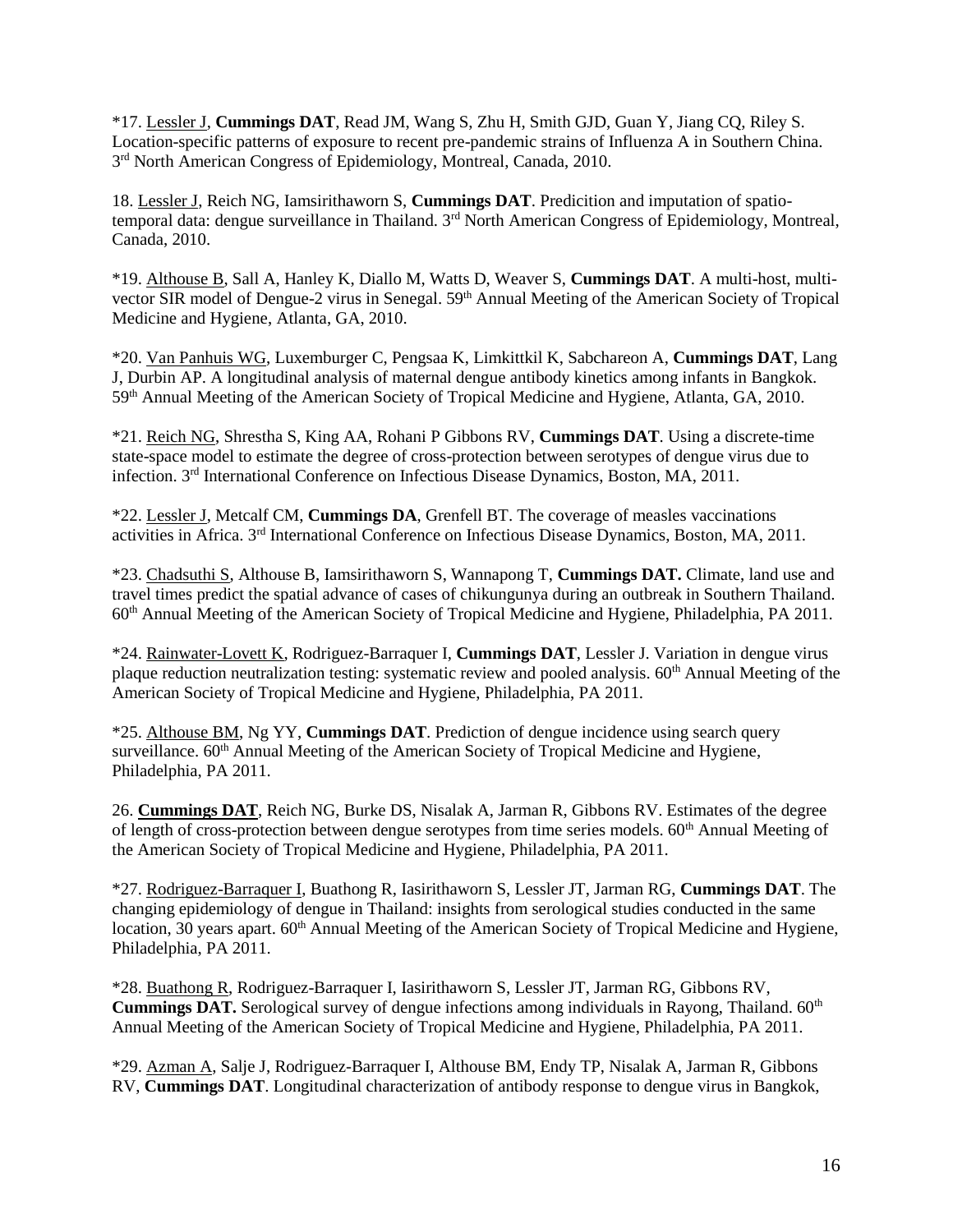*17. <u>Lessler J</u>, **Cummings DAT**, Read JM, Wang S, Zhu H, Smith GJD, Guan Y, Jiang CQ, Riley S. Location-specific patterns of exposure to recent pre-pandemic strains of Influenza A in Southern China. 3rd North American Congress of Epidemiology, Montreal, Canada, 2010.

18. <u>Lessler J</u>, Reich NG, Iamsirithaworn S, **Cummings DAT**. Predicition and imputation of spatio-temporal data: dengue surveillance in Thailand. 3rd North American Congress of Epidemiology, Montreal, Canada, 2010.

*19. <u>Althouse B</u>, Sall A, Hanley K, Diallo M, Watts D, Weaver S, **Cummings DAT**. A multi-host, multi-vector SIR model of Dengue-2 virus in Senegal. 59th Annual Meeting of the American Society of Tropical Medicine and Hygiene, Atlanta, GA, 2010.

*20. <u>Van Panhuis WG</u>, Luxemburger C, Pengsaa K, Limkittkil K, Sabchareon A, **Cummings DAT**, Lang J, Durbin AP. A longitudinal analysis of maternal dengue antibody kinetics among infants in Bangkok. 59th Annual Meeting of the American Society of Tropical Medicine and Hygiene, Atlanta, GA, 2010.

*21. <u>Reich NG</u>, Shrestha S, King AA, Rohani P Gibbons RV, **Cummings DAT**. Using a discrete-time state-space model to estimate the degree of cross-protection between serotypes of dengue virus due to infection. 3rd International Conference on Infectious Disease Dynamics, Boston, MA, 2011.

*22. <u>Lessler J</u>, Metcalf CM, **Cummings DA**, Grenfell BT. The coverage of measles vaccinations activities in Africa. 3rd International Conference on Infectious Disease Dynamics, Boston, MA, 2011.

*23. <u>Chadsuthi S</u>, Althouse B, Iamsirithaworn S, Wannapong T, **Cummings DAT.** Climate, land use and travel times predict the spatial advance of cases of chikungunya during an outbreak in Southern Thailand. 60th Annual Meeting of the American Society of Tropical Medicine and Hygiene, Philadelphia, PA 2011.

*24. <u>Rainwater-Lovett K</u>, Rodriguez-Barraquer I, **Cummings DAT**, Lessler J. Variation in dengue virus plaque reduction neutralization testing: systematic review and pooled analysis. 60th Annual Meeting of the American Society of Tropical Medicine and Hygiene, Philadelphia, PA 2011.

*25. <u>Althouse BM</u>, Ng YY, **Cummings DAT**. Prediction of dengue incidence using search query surveillance. 60th Annual Meeting of the American Society of Tropical Medicine and Hygiene, Philadelphia, PA 2011.

26. <u>**Cummings DAT**</u>, Reich NG, Burke DS, Nisalak A, Jarman R, Gibbons RV. Estimates of the degree of length of cross-protection between dengue serotypes from time series models. 60th Annual Meeting of the American Society of Tropical Medicine and Hygiene, Philadelphia, PA 2011.

*27. <u>Rodriguez-Barraquer I</u>, Buathong R, Iasirithaworn S, Lessler JT, Jarman RG, **Cummings DAT**. The changing epidemiology of dengue in Thailand: insights from serological studies conducted in the same location, 30 years apart. 60th Annual Meeting of the American Society of Tropical Medicine and Hygiene, Philadelphia, PA 2011.

*28. <u>Buathong R</u>, Rodriguez-Barraquer I, Iasirithaworn S, Lessler JT, Jarman RG, Gibbons RV, **Cummings DAT.** Serological survey of dengue infections among individuals in Rayong, Thailand. 60th Annual Meeting of the American Society of Tropical Medicine and Hygiene, Philadelphia, PA 2011.

*29. <u>Azman A</u>, Salje J, Rodriguez-Barraquer I, Althouse BM, Endy TP, Nisalak A, Jarman R, Gibbons RV, **Cummings DAT**. Longitudinal characterization of antibody response to dengue virus in Bangkok,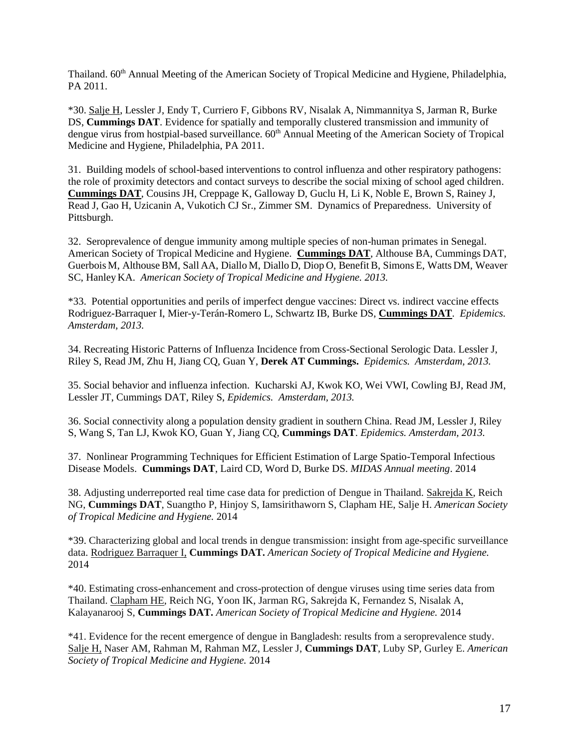Thailand. 60th Annual Meeting of the American Society of Tropical Medicine and Hygiene, Philadelphia, PA 2011.

*30. <u>Salje H</u>, Lessler J, Endy T, Curriero F, Gibbons RV, Nisalak A, Nimmannitya S, Jarman R, Burke DS, **Cummings DAT**. Evidence for spatially and temporally clustered transmission and immunity of dengue virus from hostpial-based surveillance. 60th Annual Meeting of the American Society of Tropical Medicine and Hygiene, Philadelphia, PA 2011.

31. Building models of school-based interventions to control influenza and other respiratory pathogens: the role of proximity detectors and contact surveys to describe the social mixing of school aged children. **<u>Cummings DAT</u>**, Cousins JH, Creppage K, Galloway D, Guclu H, Li K, Noble E, Brown S, Rainey J, Read J, Gao H, Uzicanin A, Vukotich CJ Sr., Zimmer SM. Dynamics of Preparedness. University of Pittsburgh.

32. Seroprevalence of dengue immunity among multiple species of non-human primates in Senegal. American Society of Tropical Medicine and Hygiene. **<u>Cummings DAT</u>**, Althouse BA, Cummings DAT, Guerbois M, Althouse BM, Sall AA, Diallo M, Diallo D, Diop O, Benefit B, Simons E, Watts DM, Weaver SC, Hanley KA. *American Society of Tropical Medicine and Hygiene. 2013.*

*33. Potential opportunities and perils of imperfect dengue vaccines: Direct vs. indirect vaccine effects Rodriguez-Barraquer I, Mier-y-Terán-Romero L, Schwartz IB, Burke DS, **<u>Cummings DAT</u>**. *Epidemics. Amsterdam, 2013.*

34. Recreating Historic Patterns of Influenza Incidence from Cross-Sectional Serologic Data. Lessler J, Riley S, Read JM, Zhu H, Jiang CQ, Guan Y, **Derek AT Cummings.** *Epidemics. Amsterdam, 2013.*

35. Social behavior and influenza infection. Kucharski AJ, Kwok KO, Wei VWI, Cowling BJ, Read JM, Lessler JT, Cummings DAT, Riley S, *Epidemics. Amsterdam, 2013.*

36. Social connectivity along a population density gradient in southern China. Read JM, Lessler J, Riley S, Wang S, Tan LJ, Kwok KO, Guan Y, Jiang CQ, **Cummings DAT**. *Epidemics. Amsterdam, 2013.*

37. Nonlinear Programming Techniques for Efficient Estimation of Large Spatio-Temporal Infectious Disease Models. **Cummings DAT**, Laird CD, Word D, Burke DS. *MIDAS Annual meeting*. 2014

38. Adjusting underreported real time case data for prediction of Dengue in Thailand. <u>Sakrejda K</u>, Reich NG, **Cummings DAT**, Suangtho P, Hinjoy S, Iamsirithaworn S, Clapham HE, Salje H. *American Society of Tropical Medicine and Hygiene.* 2014

*39. Characterizing global and local trends in dengue transmission: insight from age-specific surveillance data. <u>Rodriguez Barraquer I,</u> **Cummings DAT.** *American Society of Tropical Medicine and Hygiene.* 2014

*40. Estimating cross-enhancement and cross-protection of dengue viruses using time series data from Thailand. <u>Clapham HE</u>, Reich NG, Yoon IK, Jarman RG, Sakrejda K, Fernandez S, Nisalak A, Kalayanarooj S, **Cummings DAT.** *American Society of Tropical Medicine and Hygiene.* 2014

*41. Evidence for the recent emergence of dengue in Bangladesh: results from a seroprevalence study. <u>Salje H,</u> Naser AM, Rahman M, Rahman MZ, Lessler J, **Cummings DAT**, Luby SP, Gurley E. *American Society of Tropical Medicine and Hygiene.* 2014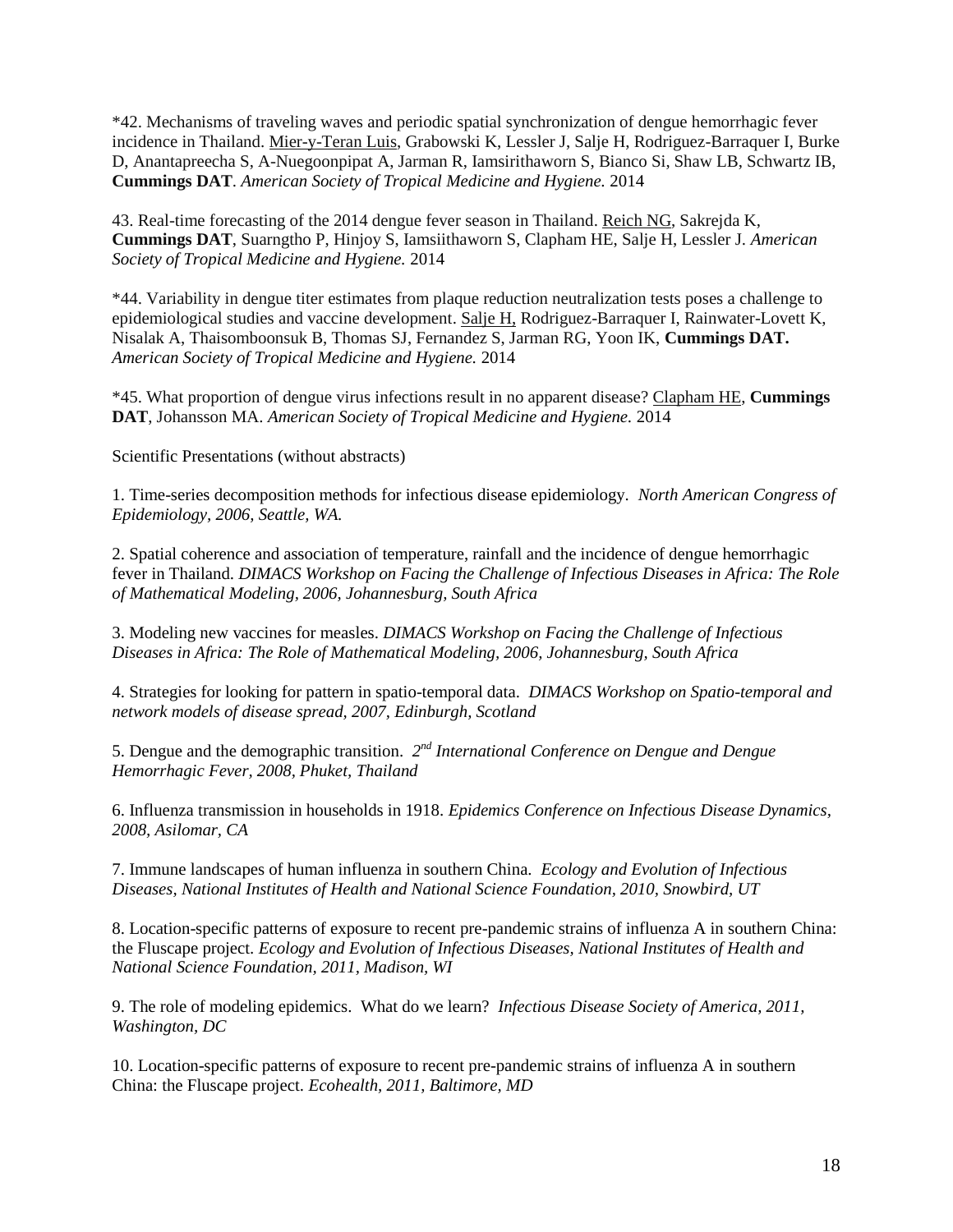*42. Mechanisms of traveling waves and periodic spatial synchronization of dengue hemorrhagic fever incidence in Thailand. Mier-y-Teran Luis, Grabowski K, Lessler J, Salje H, Rodriguez-Barraquer I, Burke D, Anantapreecha S, A-Nuegoonpipat A, Jarman R, Iamsirithaworn S, Bianco Si, Shaw LB, Schwartz IB, **Cummings DAT**. *American Society of Tropical Medicine and Hygiene.* 2014

43. Real-time forecasting of the 2014 dengue fever season in Thailand. Reich NG, Sakrejda K, **Cummings DAT**, Suarngtho P, Hinjoy S, Iamsiithaworn S, Clapham HE, Salje H, Lessler J. *American Society of Tropical Medicine and Hygiene.* 2014

*44. Variability in dengue titer estimates from plaque reduction neutralization tests poses a challenge to epidemiological studies and vaccine development. Salje H, Rodriguez-Barraquer I, Rainwater-Lovett K, Nisalak A, Thaisomboonsuk B, Thomas SJ, Fernandez S, Jarman RG, Yoon IK, **Cummings DAT.** *American Society of Tropical Medicine and Hygiene.* 2014

*45. What proportion of dengue virus infections result in no apparent disease? Clapham HE, **Cummings DAT**, Johansson MA. *American Society of Tropical Medicine and Hygiene.* 2014

Scientific Presentations (without abstracts)

1. Time-series decomposition methods for infectious disease epidemiology. *North American Congress of Epidemiology, 2006, Seattle, WA.*

2. Spatial coherence and association of temperature, rainfall and the incidence of dengue hemorrhagic fever in Thailand. *DIMACS Workshop on Facing the Challenge of Infectious Diseases in Africa: The Role of Mathematical Modeling, 2006, Johannesburg, South Africa*

3. Modeling new vaccines for measles. *DIMACS Workshop on Facing the Challenge of Infectious Diseases in Africa: The Role of Mathematical Modeling, 2006, Johannesburg, South Africa*

4. Strategies for looking for pattern in spatio-temporal data. *DIMACS Workshop on Spatio-temporal and network models of disease spread, 2007, Edinburgh, Scotland*

5. Dengue and the demographic transition. *2nd International Conference on Dengue and Dengue Hemorrhagic Fever, 2008, Phuket, Thailand*

6. Influenza transmission in households in 1918. *Epidemics Conference on Infectious Disease Dynamics, 2008, Asilomar, CA*

7. Immune landscapes of human influenza in southern China. *Ecology and Evolution of Infectious Diseases, National Institutes of Health and National Science Foundation, 2010, Snowbird, UT*

8. Location-specific patterns of exposure to recent pre-pandemic strains of influenza A in southern China: the Fluscape project. *Ecology and Evolution of Infectious Diseases, National Institutes of Health and National Science Foundation, 2011, Madison, WI*

9. The role of modeling epidemics. What do we learn? *Infectious Disease Society of America, 2011, Washington, DC*

10. Location-specific patterns of exposure to recent pre-pandemic strains of influenza A in southern China: the Fluscape project. *Ecohealth, 2011, Baltimore, MD*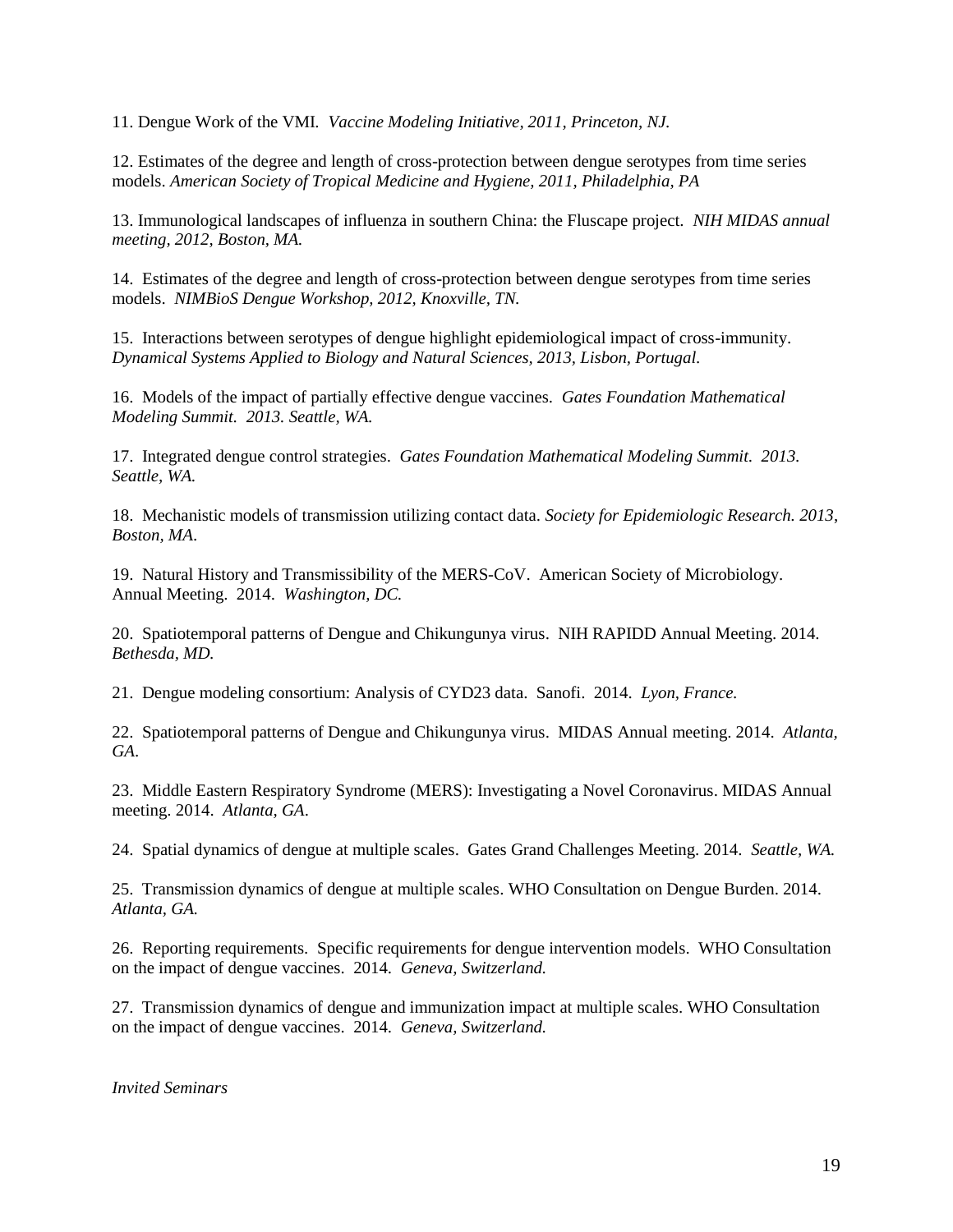11. Dengue Work of the VMI. *Vaccine Modeling Initiative, 2011, Princeton, NJ.*

12. Estimates of the degree and length of cross-protection between dengue serotypes from time series models. *American Society of Tropical Medicine and Hygiene, 2011, Philadelphia, PA*

13. Immunological landscapes of influenza in southern China: the Fluscape project. *NIH MIDAS annual meeting, 2012, Boston, MA.*

14. Estimates of the degree and length of cross-protection between dengue serotypes from time series models. *NIMBioS Dengue Workshop, 2012, Knoxville, TN.*

15. Interactions between serotypes of dengue highlight epidemiological impact of cross-immunity. *Dynamical Systems Applied to Biology and Natural Sciences, 2013, Lisbon, Portugal.*

16. Models of the impact of partially effective dengue vaccines. *Gates Foundation Mathematical Modeling Summit. 2013. Seattle, WA.*

17. Integrated dengue control strategies. *Gates Foundation Mathematical Modeling Summit. 2013. Seattle, WA.*

18. Mechanistic models of transmission utilizing contact data. *Society for Epidemiologic Research. 2013, Boston, MA.*

19. Natural History and Transmissibility of the MERS-CoV. American Society of Microbiology. Annual Meeting. 2014. *Washington, DC.*

20. Spatiotemporal patterns of Dengue and Chikungunya virus. NIH RAPIDD Annual Meeting. 2014. *Bethesda, MD.*

21. Dengue modeling consortium: Analysis of CYD23 data. Sanofi. 2014. *Lyon, France.*

22. Spatiotemporal patterns of Dengue and Chikungunya virus. MIDAS Annual meeting. 2014. *Atlanta, GA.*

23. Middle Eastern Respiratory Syndrome (MERS): Investigating a Novel Coronavirus. MIDAS Annual meeting. 2014. *Atlanta, GA.*

24. Spatial dynamics of dengue at multiple scales. Gates Grand Challenges Meeting. 2014. *Seattle, WA.*

25. Transmission dynamics of dengue at multiple scales. WHO Consultation on Dengue Burden. 2014. *Atlanta, GA.*

26. Reporting requirements. Specific requirements for dengue intervention models. WHO Consultation on the impact of dengue vaccines. 2014. *Geneva, Switzerland.*

27. Transmission dynamics of dengue and immunization impact at multiple scales. WHO Consultation on the impact of dengue vaccines. 2014. *Geneva, Switzerland.*

*Invited Seminars*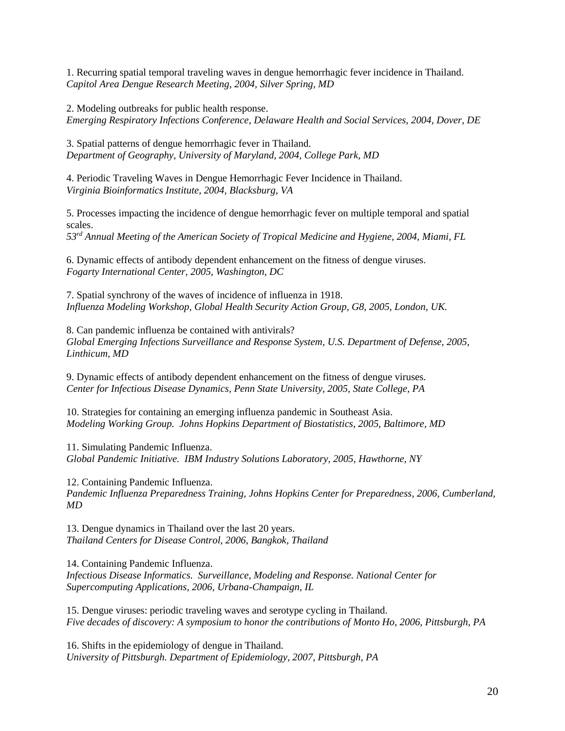1. Recurring spatial temporal traveling waves in dengue hemorrhagic fever incidence in Thailand.
*Capitol Area Dengue Research Meeting, 2004, Silver Spring, MD*

2. Modeling outbreaks for public health response.
*Emerging Respiratory Infections Conference, Delaware Health and Social Services, 2004, Dover, DE*

3. Spatial patterns of dengue hemorrhagic fever in Thailand.
*Department of Geography, University of Maryland, 2004, College Park, MD*

4. Periodic Traveling Waves in Dengue Hemorrhagic Fever Incidence in Thailand.
*Virginia Bioinformatics Institute, 2004, Blacksburg, VA*

5. Processes impacting the incidence of dengue hemorrhagic fever on multiple temporal and spatial scales.
*53rd Annual Meeting of the American Society of Tropical Medicine and Hygiene, 2004, Miami, FL*

6. Dynamic effects of antibody dependent enhancement on the fitness of dengue viruses.
*Fogarty International Center, 2005, Washington, DC*

7. Spatial synchrony of the waves of incidence of influenza in 1918.
*Influenza Modeling Workshop, Global Health Security Action Group, G8, 2005, London, UK.*

8. Can pandemic influenza be contained with antivirals?
*Global Emerging Infections Surveillance and Response System, U.S. Department of Defense, 2005, Linthicum, MD*

9. Dynamic effects of antibody dependent enhancement on the fitness of dengue viruses.
*Center for Infectious Disease Dynamics, Penn State University, 2005, State College, PA*

10. Strategies for containing an emerging influenza pandemic in Southeast Asia.
*Modeling Working Group. Johns Hopkins Department of Biostatistics, 2005, Baltimore, MD*

11. Simulating Pandemic Influenza.
*Global Pandemic Initiative. IBM Industry Solutions Laboratory, 2005, Hawthorne, NY*

12. Containing Pandemic Influenza.
*Pandemic Influenza Preparedness Training, Johns Hopkins Center for Preparedness, 2006, Cumberland, MD*

13. Dengue dynamics in Thailand over the last 20 years.
*Thailand Centers for Disease Control, 2006, Bangkok, Thailand*

14. Containing Pandemic Influenza.
*Infectious Disease Informatics. Surveillance, Modeling and Response. National Center for Supercomputing Applications, 2006, Urbana-Champaign, IL*

15. Dengue viruses: periodic traveling waves and serotype cycling in Thailand.
*Five decades of discovery: A symposium to honor the contributions of Monto Ho, 2006, Pittsburgh, PA*

16. Shifts in the epidemiology of dengue in Thailand.
*University of Pittsburgh. Department of Epidemiology, 2007, Pittsburgh, PA*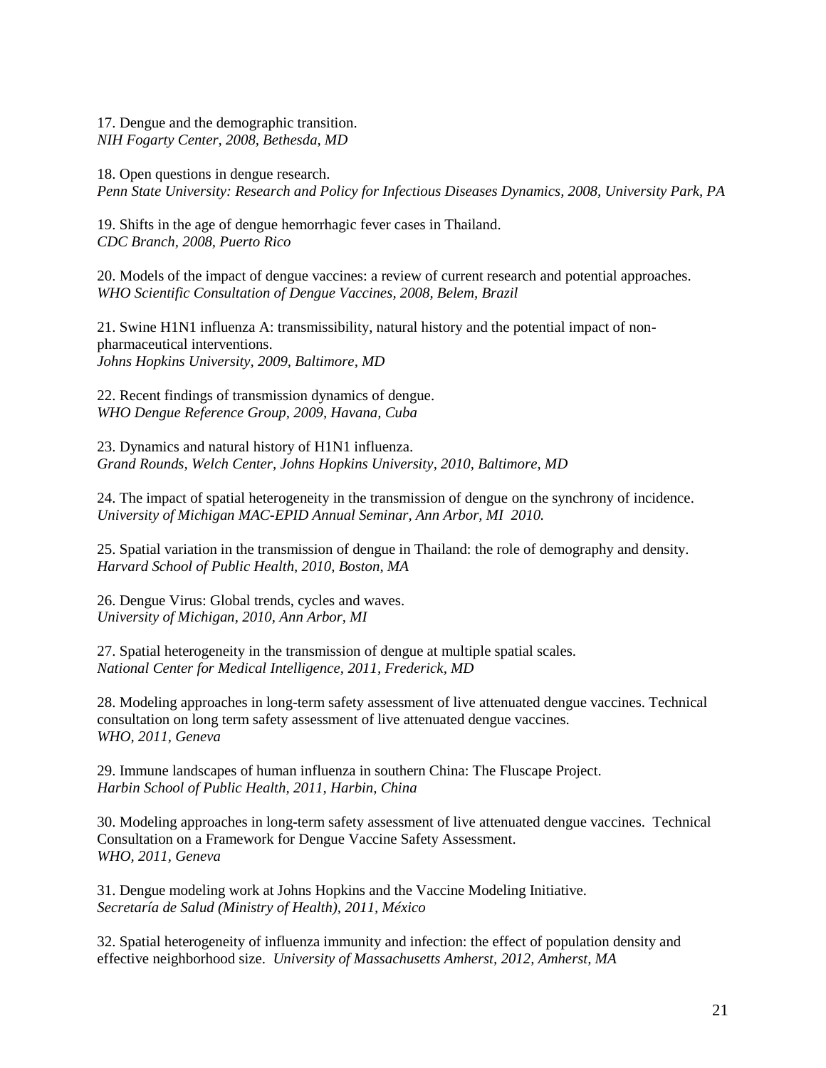17. Dengue and the demographic transition.
*NIH Fogarty Center, 2008, Bethesda, MD*

18. Open questions in dengue research.
*Penn State University: Research and Policy for Infectious Diseases Dynamics, 2008, University Park, PA*

19. Shifts in the age of dengue hemorrhagic fever cases in Thailand.
*CDC Branch, 2008, Puerto Rico*

20. Models of the impact of dengue vaccines: a review of current research and potential approaches.
*WHO Scientific Consultation of Dengue Vaccines, 2008, Belem, Brazil*

21. Swine H1N1 influenza A: transmissibility, natural history and the potential impact of non-pharmaceutical interventions.
*Johns Hopkins University, 2009, Baltimore, MD*

22. Recent findings of transmission dynamics of dengue.
*WHO Dengue Reference Group, 2009, Havana, Cuba*

23. Dynamics and natural history of H1N1 influenza.
*Grand Rounds, Welch Center, Johns Hopkins University, 2010, Baltimore, MD*

24. The impact of spatial heterogeneity in the transmission of dengue on the synchrony of incidence.
*University of Michigan MAC-EPID Annual Seminar, Ann Arbor, MI 2010.*

25. Spatial variation in the transmission of dengue in Thailand: the role of demography and density.
*Harvard School of Public Health, 2010, Boston, MA*

26. Dengue Virus: Global trends, cycles and waves.
*University of Michigan, 2010, Ann Arbor, MI*

27. Spatial heterogeneity in the transmission of dengue at multiple spatial scales.
*National Center for Medical Intelligence, 2011, Frederick, MD*

28. Modeling approaches in long-term safety assessment of live attenuated dengue vaccines. Technical consultation on long term safety assessment of live attenuated dengue vaccines.
*WHO, 2011, Geneva*

29. Immune landscapes of human influenza in southern China: The Fluscape Project.
*Harbin School of Public Health, 2011, Harbin, China*

30. Modeling approaches in long-term safety assessment of live attenuated dengue vaccines. Technical Consultation on a Framework for Dengue Vaccine Safety Assessment.
*WHO, 2011, Geneva*

31. Dengue modeling work at Johns Hopkins and the Vaccine Modeling Initiative.
*Secretaría de Salud (Ministry of Health), 2011, México*

32. Spatial heterogeneity of influenza immunity and infection: the effect of population density and effective neighborhood size. *University of Massachusetts Amherst, 2012, Amherst, MA*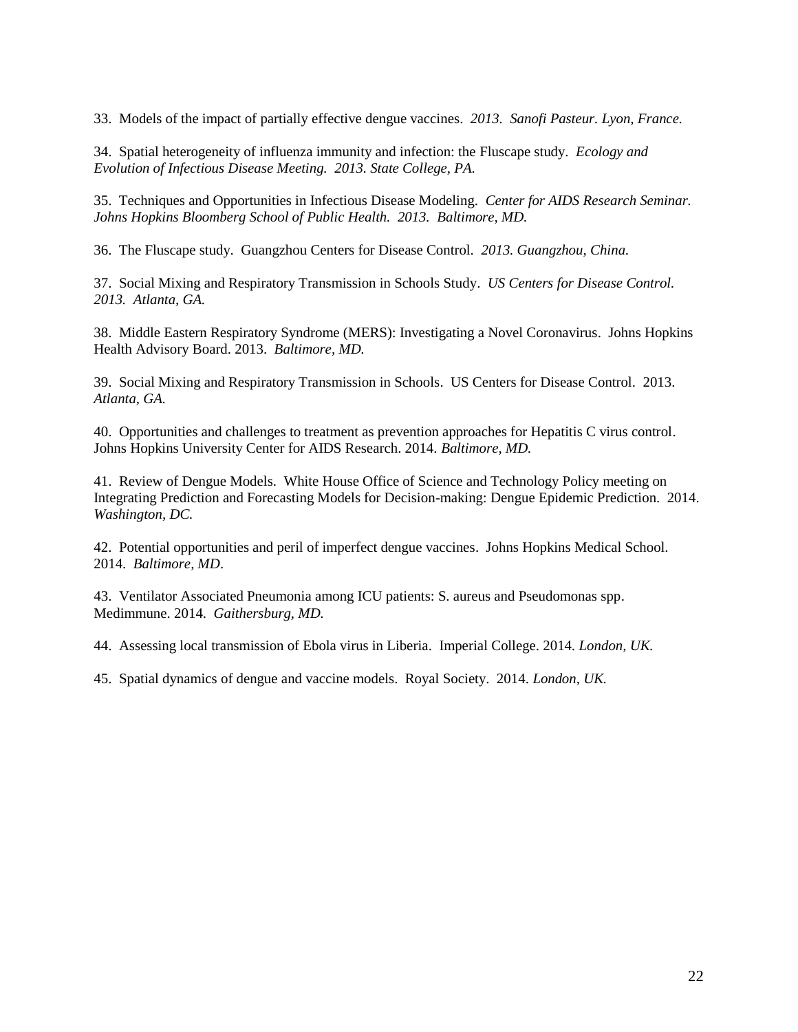33. Models of the impact of partially effective dengue vaccines. *2013. Sanofi Pasteur. Lyon, France.*

34. Spatial heterogeneity of influenza immunity and infection: the Fluscape study. *Ecology and Evolution of Infectious Disease Meeting. 2013. State College, PA.*

35. Techniques and Opportunities in Infectious Disease Modeling. *Center for AIDS Research Seminar. Johns Hopkins Bloomberg School of Public Health. 2013. Baltimore, MD.*

36. The Fluscape study. Guangzhou Centers for Disease Control. *2013. Guangzhou, China.*

37. Social Mixing and Respiratory Transmission in Schools Study. *US Centers for Disease Control. 2013. Atlanta, GA.*

38. Middle Eastern Respiratory Syndrome (MERS): Investigating a Novel Coronavirus. Johns Hopkins Health Advisory Board. 2013. *Baltimore, MD.*

39. Social Mixing and Respiratory Transmission in Schools. US Centers for Disease Control. 2013. *Atlanta, GA.*

40. Opportunities and challenges to treatment as prevention approaches for Hepatitis C virus control. Johns Hopkins University Center for AIDS Research. 2014. *Baltimore, MD.*

41. Review of Dengue Models. White House Office of Science and Technology Policy meeting on Integrating Prediction and Forecasting Models for Decision-making: Dengue Epidemic Prediction. 2014. *Washington, DC.*

42. Potential opportunities and peril of imperfect dengue vaccines. Johns Hopkins Medical School. 2014. *Baltimore, MD*.

43. Ventilator Associated Pneumonia among ICU patients: S. aureus and Pseudomonas spp. Medimmune. 2014. *Gaithersburg, MD.*

44. Assessing local transmission of Ebola virus in Liberia. Imperial College. 2014. *London, UK.*

45. Spatial dynamics of dengue and vaccine models. Royal Society. 2014. *London, UK.*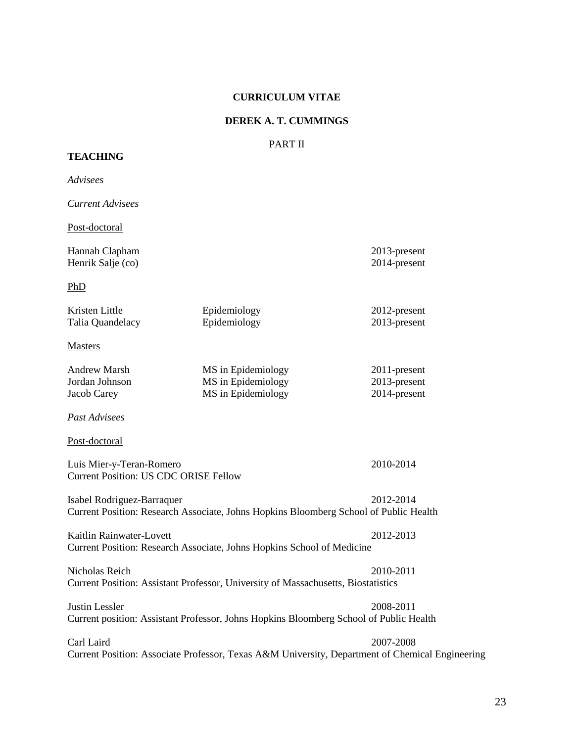**CURRICULUM VITAE**

**DEREK A. T. CUMMINGS**

PART II

## TEACHING

*Advisees*

*Current Advisees*

Post-doctoral

| | |
|---|---|
| Hannah Clapham | 2013-present |
| Henrik Salje (co) | 2014-present |

PhD

| | | |
|---|---|---|
| Kristen Little | Epidemiology | 2012-present |
| Talia Quandelacy | Epidemiology | 2013-present |

Masters

| | | |
|---|---|---|
| Andrew Marsh | MS in Epidemiology | 2011-present |
| Jordan Johnson | MS in Epidemiology | 2013-present |
| Jacob Carey | MS in Epidemiology | 2014-present |

*Past Advisees*

Post-doctoral

Luis Mier-y-Teran-Romero — 2010-2014
Current Position: US CDC ORISE Fellow

Isabel Rodriguez-Barraquer — 2012-2014
Current Position: Research Associate, Johns Hopkins Bloomberg School of Public Health

Kaitlin Rainwater-Lovett — 2012-2013
Current Position: Research Associate, Johns Hopkins School of Medicine

Nicholas Reich — 2010-2011
Current Position: Assistant Professor, University of Massachusetts, Biostatistics

Justin Lessler — 2008-2011
Current position: Assistant Professor, Johns Hopkins Bloomberg School of Public Health

Carl Laird — 2007-2008
Current Position: Associate Professor, Texas A&M University, Department of Chemical Engineering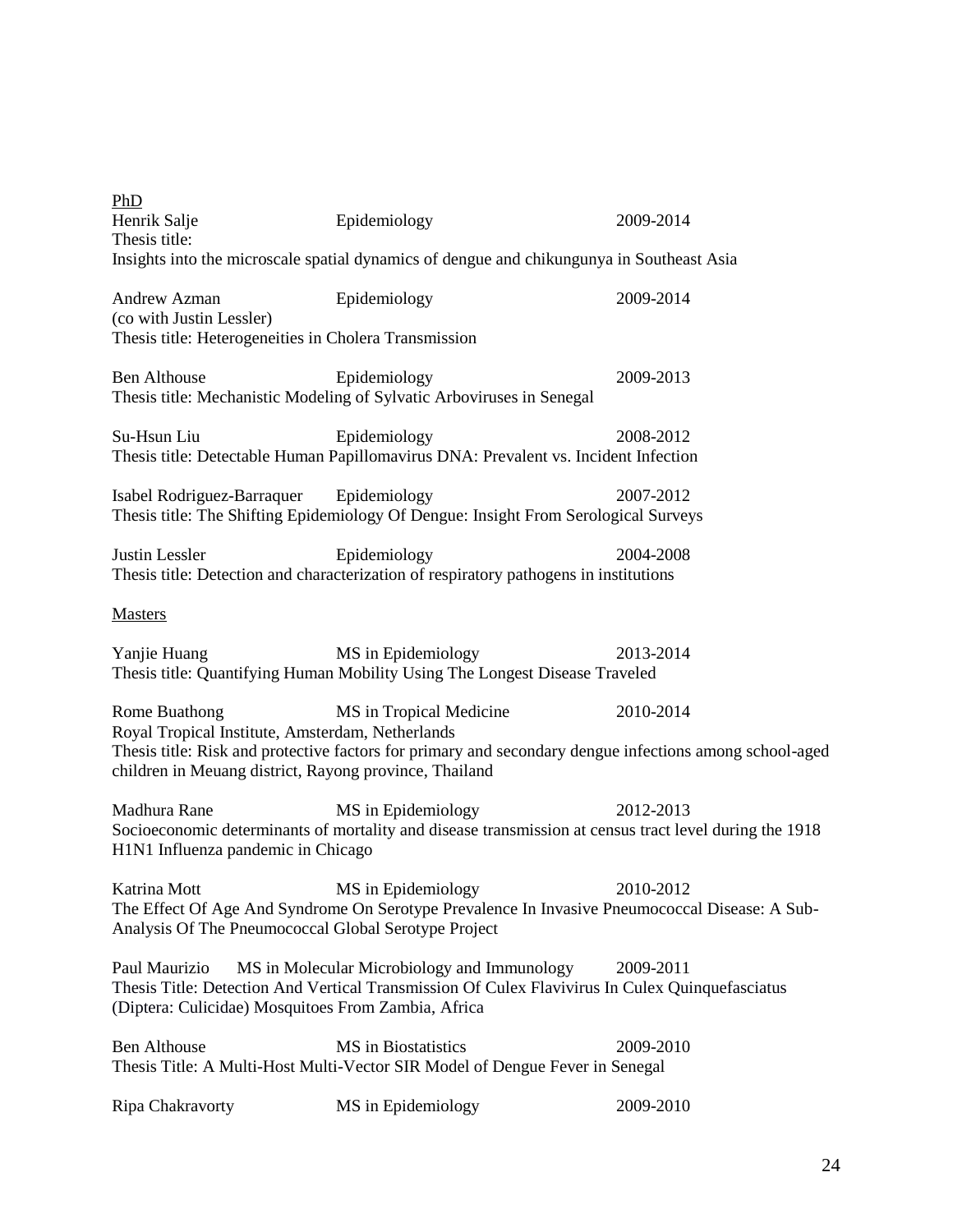<u>PhD</u>

Henrik Salje		Epidemiology		2009-2014
Thesis title:
Insights into the microscale spatial dynamics of dengue and chikungunya in Southeast Asia

Andrew Azman		Epidemiology		2009-2014
(co with Justin Lessler)
Thesis title: Heterogeneities in Cholera Transmission

Ben Althouse		Epidemiology		2009-2013
Thesis title: Mechanistic Modeling of Sylvatic Arboviruses in Senegal

Su-Hsun Liu		Epidemiology		2008-2012
Thesis title: Detectable Human Papillomavirus DNA: Prevalent vs. Incident Infection

Isabel Rodriguez-Barraquer	Epidemiology		2007-2012
Thesis title: The Shifting Epidemiology Of Dengue: Insight From Serological Surveys

Justin Lessler		Epidemiology		2004-2008
Thesis title: Detection and characterization of respiratory pathogens in institutions

<u>Masters</u>

Yanjie Huang		MS in Epidemiology		2013-2014
Thesis title: Quantifying Human Mobility Using The Longest Disease Traveled

Rome Buathong		MS in Tropical Medicine		2010-2014
Royal Tropical Institute, Amsterdam, Netherlands
Thesis title: Risk and protective factors for primary and secondary dengue infections among school-aged children in Meuang district, Rayong province, Thailand

Madhura Rane		MS in Epidemiology		2012-2013
Socioeconomic determinants of mortality and disease transmission at census tract level during the 1918 H1N1 Influenza pandemic in Chicago

Katrina Mott		MS in Epidemiology		2010-2012
The Effect Of Age And Syndrome On Serotype Prevalence In Invasive Pneumococcal Disease: A Sub-Analysis Of The Pneumococcal Global Serotype Project

Paul Maurizio	MS in Molecular Microbiology and Immunology	2009-2011
Thesis Title: Detection And Vertical Transmission Of Culex Flavivirus In Culex Quinquefasciatus (Diptera: Culicidae) Mosquitoes From Zambia, Africa

Ben Althouse		MS in Biostatistics		2009-2010
Thesis Title: A Multi-Host Multi-Vector SIR Model of Dengue Fever in Senegal

Ripa Chakravorty		MS in Epidemiology		2009-2010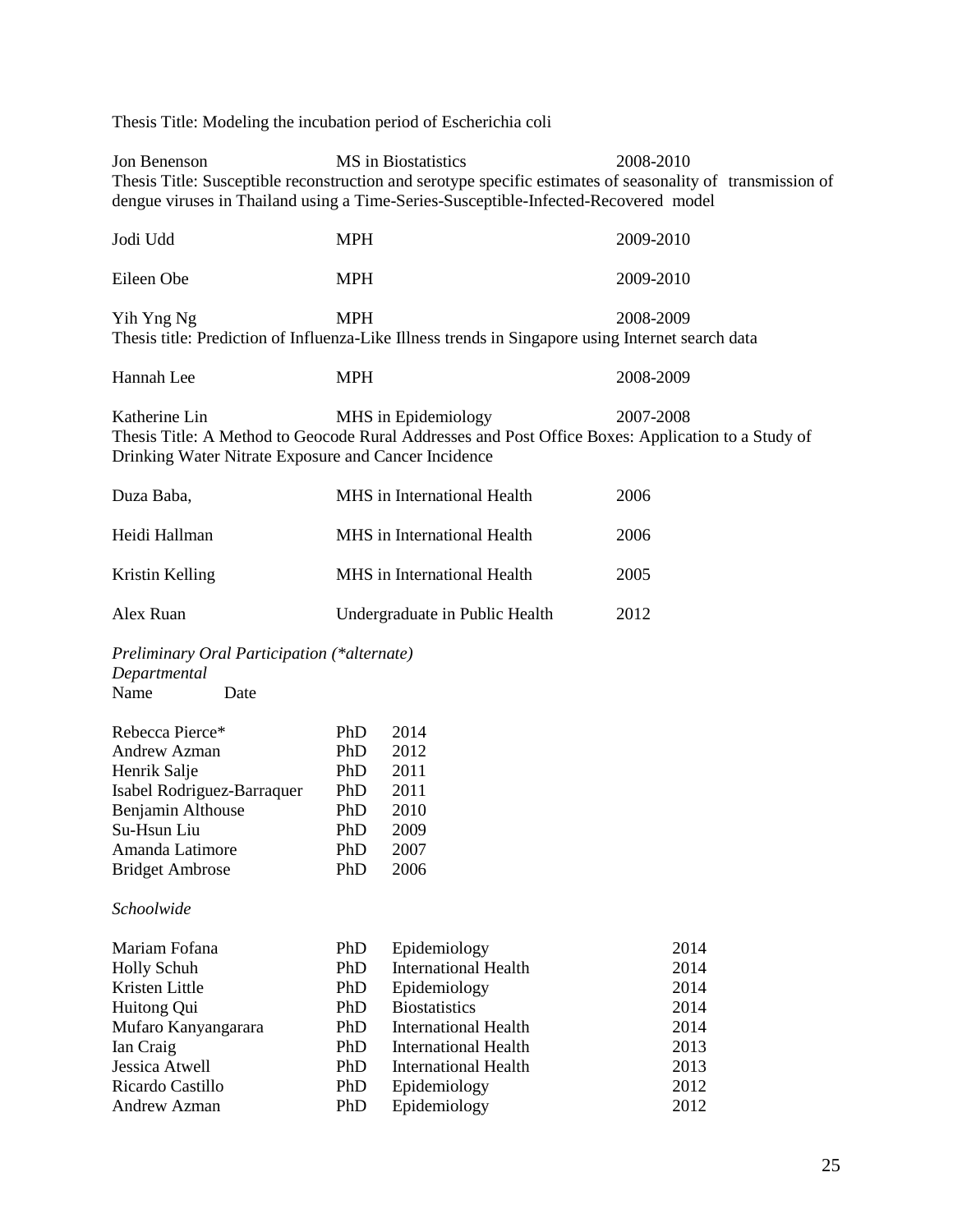Thesis Title: Modeling the incubation period of Escherichia coli

| | | |
|---|---|---|
| Jon Benenson | MS in Biostatistics | 2008-2010 |

Thesis Title: Susceptible reconstruction and serotype specific estimates of seasonality of transmission of dengue viruses in Thailand using a Time-Series-Susceptible-Infected-Recovered model

| | | |
|---|---|---|
| Jodi Udd | MPH | 2009-2010 |
| Eileen Obe | MPH | 2009-2010 |
| Yih Yng Ng | MPH | 2008-2009 |

Thesis title: Prediction of Influenza-Like Illness trends in Singapore using Internet search data

| | | |
|---|---|---|
| Hannah Lee | MPH | 2008-2009 |
| Katherine Lin | MHS in Epidemiology | 2007-2008 |

Thesis Title: A Method to Geocode Rural Addresses and Post Office Boxes: Application to a Study of Drinking Water Nitrate Exposure and Cancer Incidence

| | | |
|---|---|---|
| Duza Baba, | MHS in International Health | 2006 |
| Heidi Hallman | MHS in International Health | 2006 |
| Kristin Kelling | MHS in International Health | 2005 |
| Alex Ruan | Undergraduate in Public Health | 2012 |

*Preliminary Oral Participation (*alternate)*

*Departmental*

| Name | | Date |
|---|---|---|
| Rebecca Pierce* | PhD | 2014 |
| Andrew Azman | PhD | 2012 |
| Henrik Salje | PhD | 2011 |
| Isabel Rodriguez-Barraquer | PhD | 2011 |
| Benjamin Althouse | PhD | 2010 |
| Su-Hsun Liu | PhD | 2009 |
| Amanda Latimore | PhD | 2007 |
| Bridget Ambrose | PhD | 2006 |

*Schoolwide*

| | | | |
|---|---|---|---|
| Mariam Fofana | PhD | Epidemiology | 2014 |
| Holly Schuh | PhD | International Health | 2014 |
| Kristen Little | PhD | Epidemiology | 2014 |
| Huitong Qui | PhD | Biostatistics | 2014 |
| Mufaro Kanyangarara | PhD | International Health | 2014 |
| Ian Craig | PhD | International Health | 2013 |
| Jessica Atwell | PhD | International Health | 2013 |
| Ricardo Castillo | PhD | Epidemiology | 2012 |
| Andrew Azman | PhD | Epidemiology | 2012 |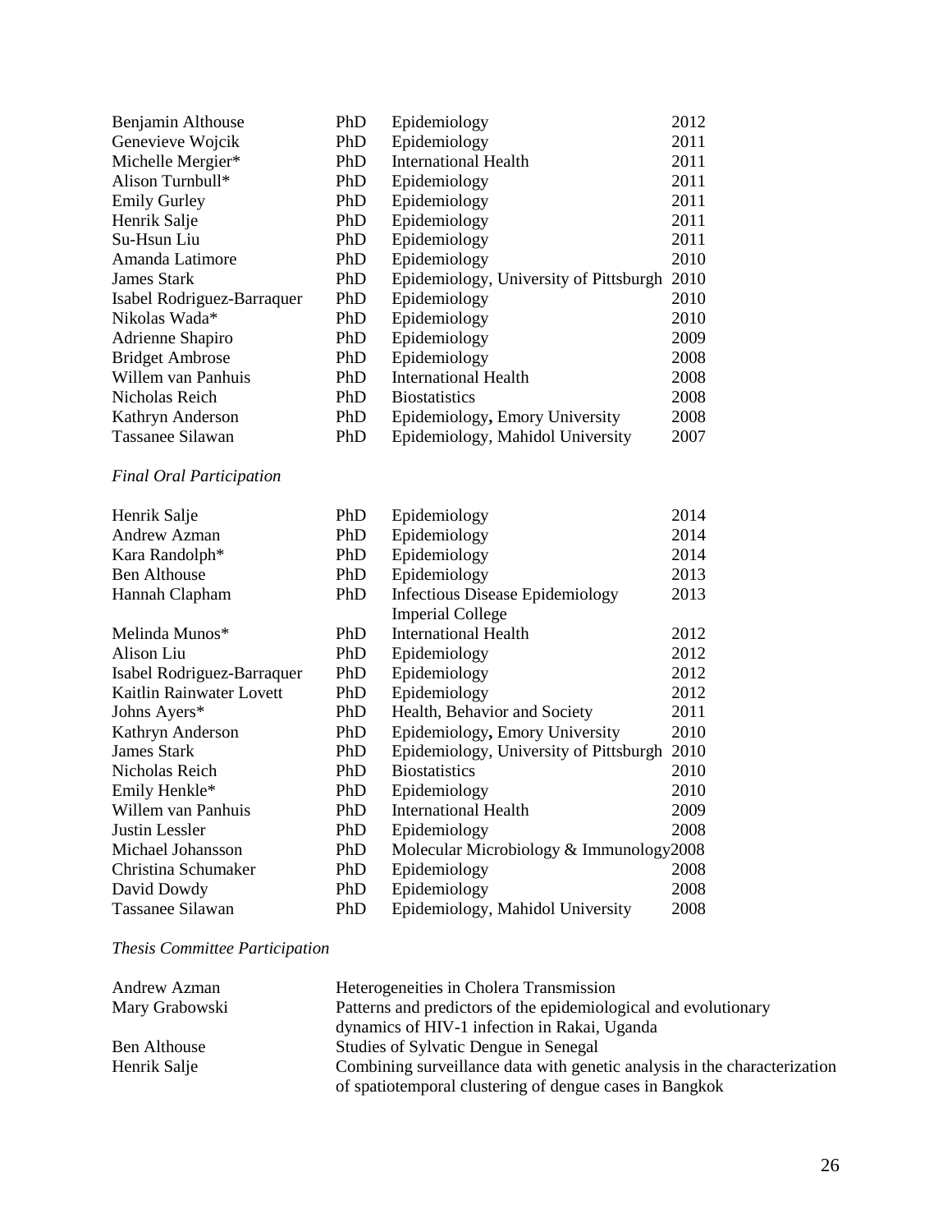| | | | |
|---|---|---|---|
| Benjamin Althouse | PhD | Epidemiology | 2012 |
| Genevieve Wojcik | PhD | Epidemiology | 2011 |
| Michelle Mergier* | PhD | International Health | 2011 |
| Alison Turnbull* | PhD | Epidemiology | 2011 |
| Emily Gurley | PhD | Epidemiology | 2011 |
| Henrik Salje | PhD | Epidemiology | 2011 |
| Su-Hsun Liu | PhD | Epidemiology | 2011 |
| Amanda Latimore | PhD | Epidemiology | 2010 |
| James Stark | PhD | Epidemiology, University of Pittsburgh | 2010 |
| Isabel Rodriguez-Barraquer | PhD | Epidemiology | 2010 |
| Nikolas Wada* | PhD | Epidemiology | 2010 |
| Adrienne Shapiro | PhD | Epidemiology | 2009 |
| Bridget Ambrose | PhD | Epidemiology | 2008 |
| Willem van Panhuis | PhD | International Health | 2008 |
| Nicholas Reich | PhD | Biostatistics | 2008 |
| Kathryn Anderson | PhD | Epidemiology**,** Emory University | 2008 |
| Tassanee Silawan | PhD | Epidemiology, Mahidol University | 2007 |

*Final Oral Participation*

| | | | |
|---|---|---|---|
| Henrik Salje | PhD | Epidemiology | 2014 |
| Andrew Azman | PhD | Epidemiology | 2014 |
| Kara Randolph* | PhD | Epidemiology | 2014 |
| Ben Althouse | PhD | Epidemiology | 2013 |
| Hannah Clapham | PhD | Infectious Disease Epidemiology Imperial College | 2013 |
| Melinda Munos* | PhD | International Health | 2012 |
| Alison Liu | PhD | Epidemiology | 2012 |
| Isabel Rodriguez-Barraquer | PhD | Epidemiology | 2012 |
| Kaitlin Rainwater Lovett | PhD | Epidemiology | 2012 |
| Johns Ayers* | PhD | Health, Behavior and Society | 2011 |
| Kathryn Anderson | PhD | Epidemiology**,** Emory University | 2010 |
| James Stark | PhD | Epidemiology, University of Pittsburgh | 2010 |
| Nicholas Reich | PhD | Biostatistics | 2010 |
| Emily Henkle* | PhD | Epidemiology | 2010 |
| Willem van Panhuis | PhD | International Health | 2009 |
| Justin Lessler | PhD | Epidemiology | 2008 |
| Michael Johansson | PhD | Molecular Microbiology & Immunology | 2008 |
| Christina Schumaker | PhD | Epidemiology | 2008 |
| David Dowdy | PhD | Epidemiology | 2008 |
| Tassanee Silawan | PhD | Epidemiology, Mahidol University | 2008 |

*Thesis Committee Participation*

| | |
|---|---|
| Andrew Azman | Heterogeneities in Cholera Transmission |
| Mary Grabowski | Patterns and predictors of the epidemiological and evolutionary dynamics of HIV-1 infection in Rakai, Uganda |
| Ben Althouse | Studies of Sylvatic Dengue in Senegal |
| Henrik Salje | Combining surveillance data with genetic analysis in the characterization of spatiotemporal clustering of dengue cases in Bangkok |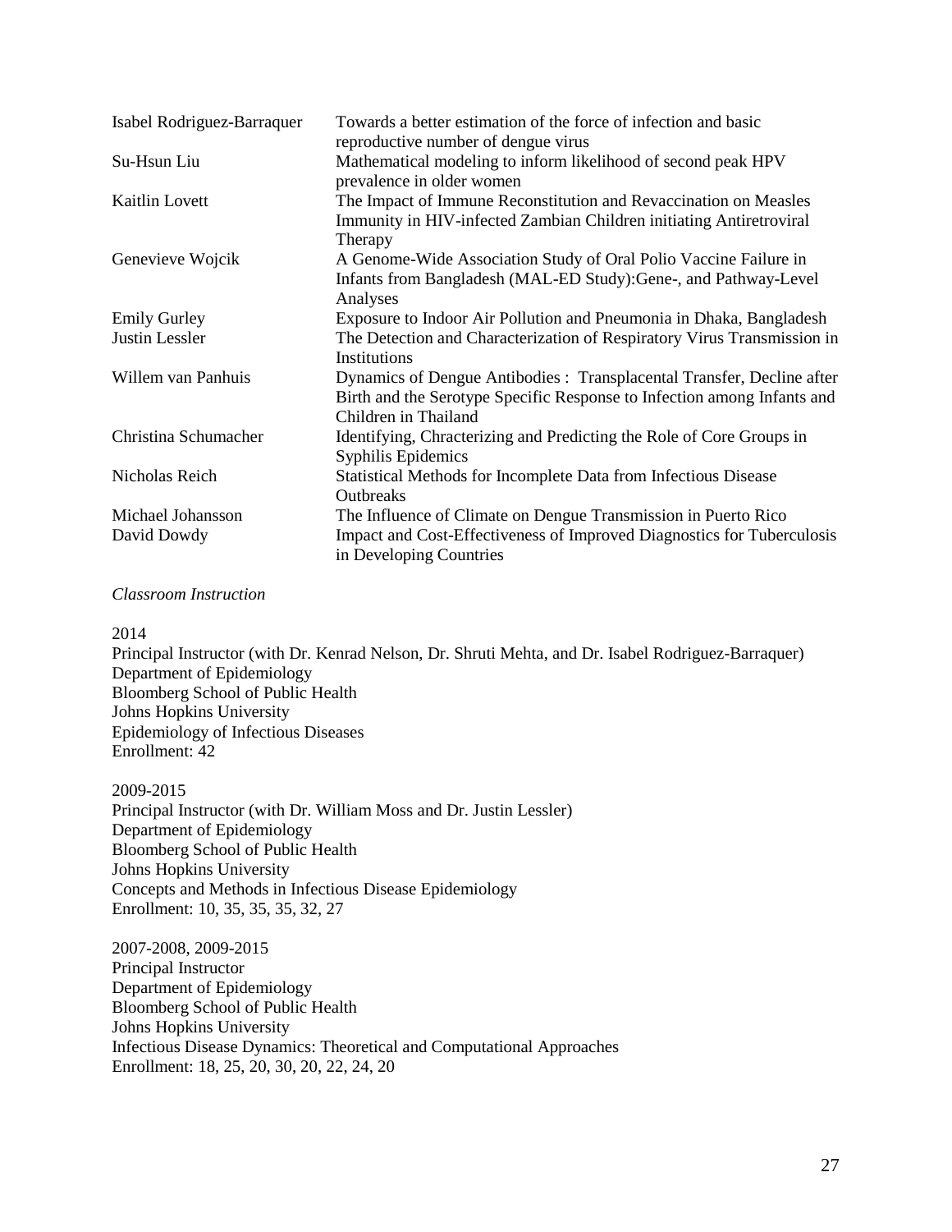| | |
|---|---|
| Isabel Rodriguez-Barraquer | Towards a better estimation of the force of infection and basic reproductive number of dengue virus |
| Su-Hsun Liu | Mathematical modeling to inform likelihood of second peak HPV prevalence in older women |
| Kaitlin Lovett | The Impact of Immune Reconstitution and Revaccination on Measles Immunity in HIV-infected Zambian Children initiating Antiretroviral Therapy |
| Genevieve Wojcik | A Genome-Wide Association Study of Oral Polio Vaccine Failure in Infants from Bangladesh (MAL-ED Study):Gene-, and Pathway-Level Analyses |
| Emily Gurley | Exposure to Indoor Air Pollution and Pneumonia in Dhaka, Bangladesh |
| Justin Lessler | The Detection and Characterization of Respiratory Virus Transmission in Institutions |
| Willem van Panhuis | Dynamics of Dengue Antibodies : Transplacental Transfer, Decline after Birth and the Serotype Specific Response to Infection among Infants and Children in Thailand |
| Christina Schumacher | Identifying, Chracterizing and Predicting the Role of Core Groups in Syphilis Epidemics |
| Nicholas Reich | Statistical Methods for Incomplete Data from Infectious Disease Outbreaks |
| Michael Johansson | The Influence of Climate on Dengue Transmission in Puerto Rico |
| David Dowdy | Impact and Cost-Effectiveness of Improved Diagnostics for Tuberculosis in Developing Countries |

*Classroom Instruction*

2014
Principal Instructor (with Dr. Kenrad Nelson, Dr. Shruti Mehta, and Dr. Isabel Rodriguez-Barraquer)
Department of Epidemiology
Bloomberg School of Public Health
Johns Hopkins University
Epidemiology of Infectious Diseases
Enrollment: 42

2009-2015
Principal Instructor (with Dr. William Moss and Dr. Justin Lessler)
Department of Epidemiology
Bloomberg School of Public Health
Johns Hopkins University
Concepts and Methods in Infectious Disease Epidemiology
Enrollment: 10, 35, 35, 35, 32, 27

2007-2008, 2009-2015
Principal Instructor
Department of Epidemiology
Bloomberg School of Public Health
Johns Hopkins University
Infectious Disease Dynamics: Theoretical and Computational Approaches
Enrollment: 18, 25, 20, 30, 20, 22, 24, 20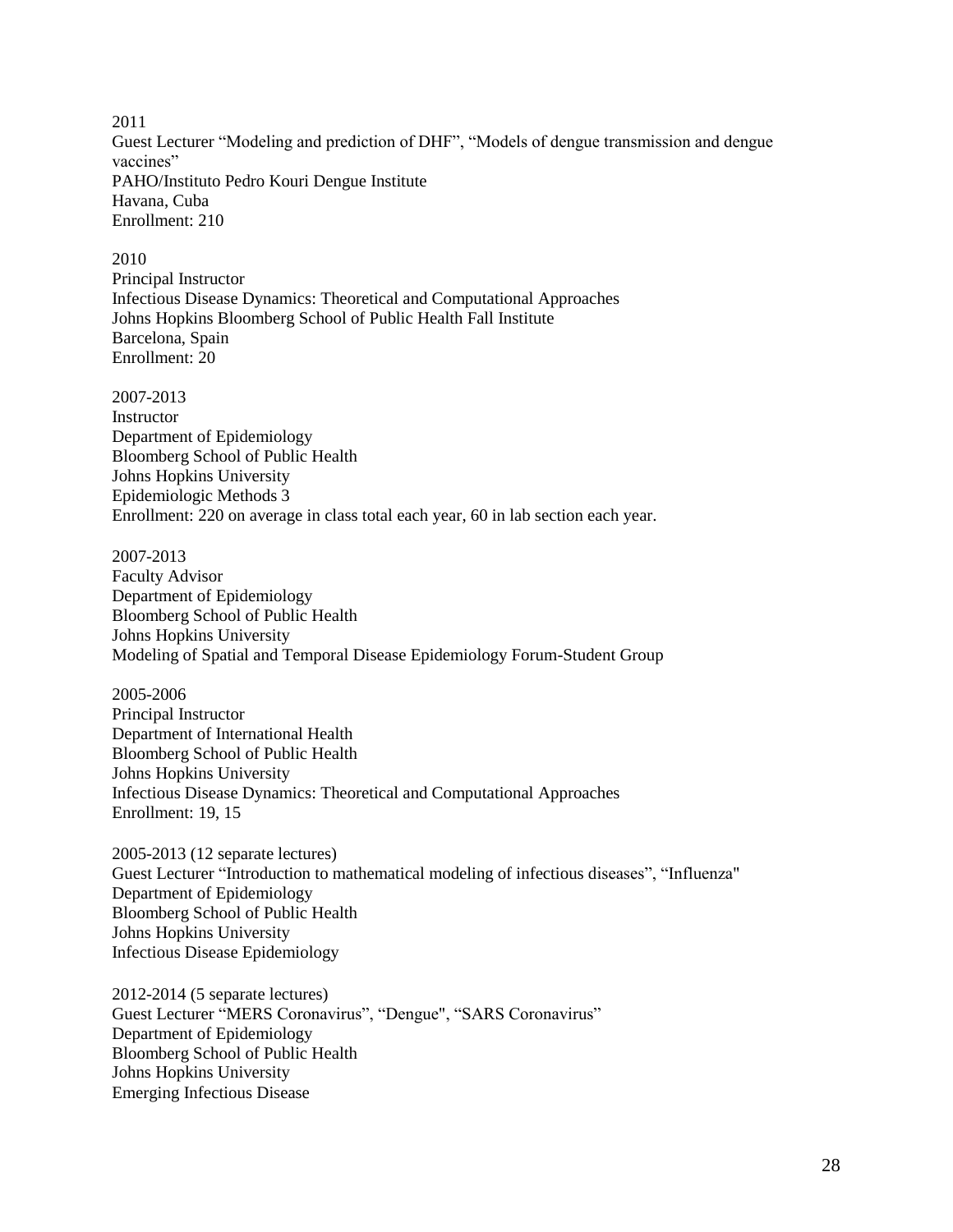2011
Guest Lecturer "Modeling and prediction of DHF", "Models of dengue transmission and dengue vaccines"
PAHO/Instituto Pedro Kouri Dengue Institute
Havana, Cuba
Enrollment: 210

2010
Principal Instructor
Infectious Disease Dynamics: Theoretical and Computational Approaches
Johns Hopkins Bloomberg School of Public Health Fall Institute
Barcelona, Spain
Enrollment: 20

2007-2013
Instructor
Department of Epidemiology
Bloomberg School of Public Health
Johns Hopkins University
Epidemiologic Methods 3
Enrollment: 220 on average in class total each year, 60 in lab section each year.

2007-2013
Faculty Advisor
Department of Epidemiology
Bloomberg School of Public Health
Johns Hopkins University
Modeling of Spatial and Temporal Disease Epidemiology Forum-Student Group

2005-2006
Principal Instructor
Department of International Health
Bloomberg School of Public Health
Johns Hopkins University
Infectious Disease Dynamics: Theoretical and Computational Approaches
Enrollment: 19, 15

2005-2013 (12 separate lectures)
Guest Lecturer "Introduction to mathematical modeling of infectious diseases", "Influenza"
Department of Epidemiology
Bloomberg School of Public Health
Johns Hopkins University
Infectious Disease Epidemiology

2012-2014 (5 separate lectures)
Guest Lecturer "MERS Coronavirus", "Dengue", "SARS Coronavirus"
Department of Epidemiology
Bloomberg School of Public Health
Johns Hopkins University
Emerging Infectious Disease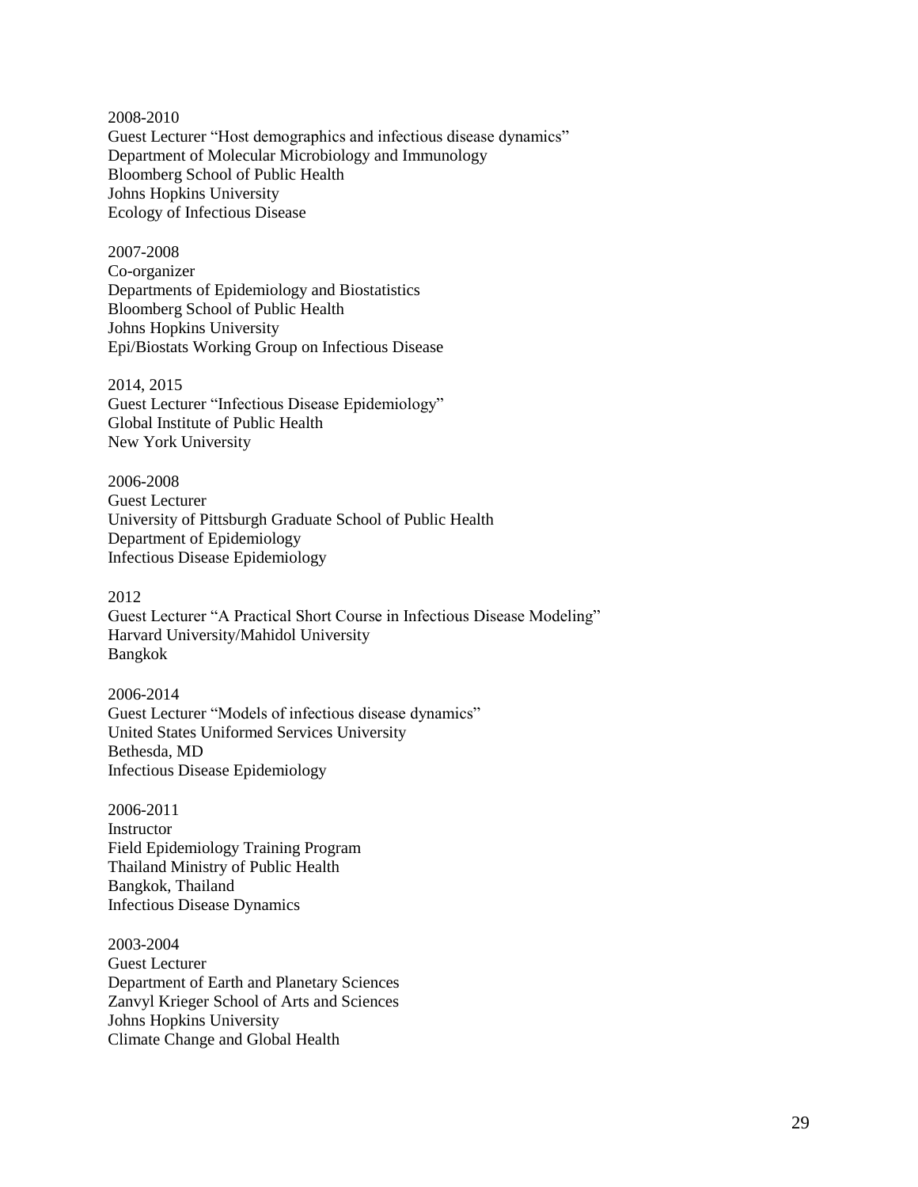2008-2010
Guest Lecturer "Host demographics and infectious disease dynamics"
Department of Molecular Microbiology and Immunology
Bloomberg School of Public Health
Johns Hopkins University
Ecology of Infectious Disease

2007-2008
Co-organizer
Departments of Epidemiology and Biostatistics
Bloomberg School of Public Health
Johns Hopkins University
Epi/Biostats Working Group on Infectious Disease

2014, 2015
Guest Lecturer "Infectious Disease Epidemiology"
Global Institute of Public Health
New York University

2006-2008
Guest Lecturer
University of Pittsburgh Graduate School of Public Health
Department of Epidemiology
Infectious Disease Epidemiology

2012
Guest Lecturer "A Practical Short Course in Infectious Disease Modeling"
Harvard University/Mahidol University
Bangkok

2006-2014
Guest Lecturer "Models of infectious disease dynamics"
United States Uniformed Services University
Bethesda, MD
Infectious Disease Epidemiology

2006-2011
Instructor
Field Epidemiology Training Program
Thailand Ministry of Public Health
Bangkok, Thailand
Infectious Disease Dynamics

2003-2004
Guest Lecturer
Department of Earth and Planetary Sciences
Zanvyl Krieger School of Arts and Sciences
Johns Hopkins University
Climate Change and Global Health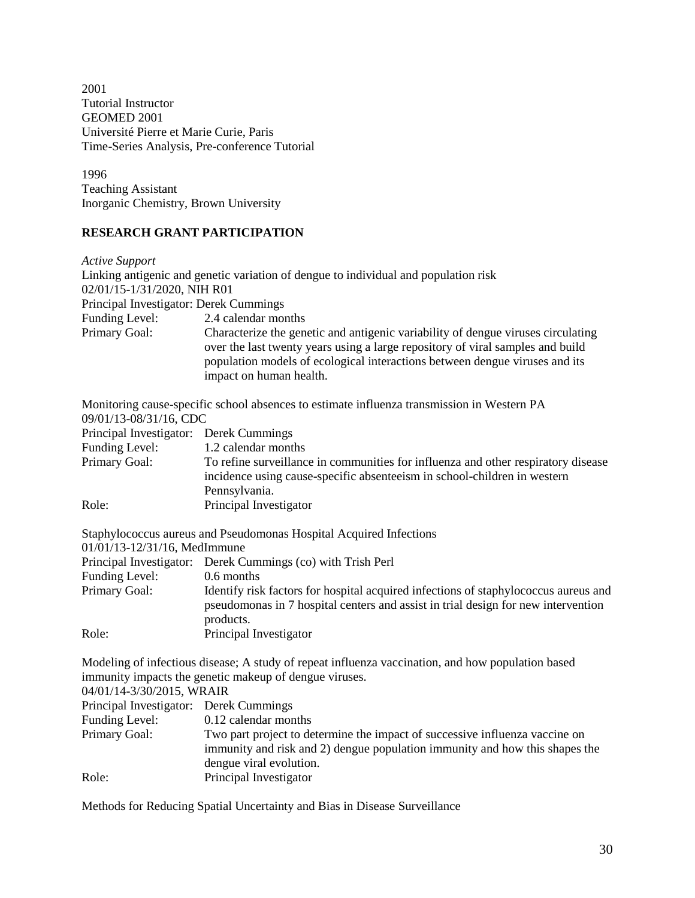2001
Tutorial Instructor
GEOMED 2001
Université Pierre et Marie Curie, Paris
Time-Series Analysis, Pre-conference Tutorial

1996
Teaching Assistant
Inorganic Chemistry, Brown University

## RESEARCH GRANT PARTICIPATION

*Active Support*

Linking antigenic and genetic variation of dengue to individual and population risk
02/01/15-1/31/2020, NIH R01
Principal Investigator: Derek Cummings

| | |
|---|---|
| Funding Level: | 2.4 calendar months |
| Primary Goal: | Characterize the genetic and antigenic variability of dengue viruses circulating over the last twenty years using a large repository of viral samples and build population models of ecological interactions between dengue viruses and its impact on human health. |

Monitoring cause-specific school absences to estimate influenza transmission in Western PA
09/01/13-08/31/16, CDC

| | |
|---|---|
| Principal Investigator: | Derek Cummings |
| Funding Level: | 1.2 calendar months |
| Primary Goal: | To refine surveillance in communities for influenza and other respiratory disease incidence using cause-specific absenteeism in school-children in western Pennsylvania. |
| Role: | Principal Investigator |

Staphylococcus aureus and Pseudomonas Hospital Acquired Infections
01/01/13-12/31/16, MedImmune

| | |
|---|---|
| Principal Investigator: | Derek Cummings (co) with Trish Perl |
| Funding Level: | 0.6 months |
| Primary Goal: | Identify risk factors for hospital acquired infections of staphylococcus aureus and pseudomonas in 7 hospital centers and assist in trial design for new intervention products. |
| Role: | Principal Investigator |

Modeling of infectious disease; A study of repeat influenza vaccination, and how population based immunity impacts the genetic makeup of dengue viruses.
04/01/14-3/30/2015, WRAIR

| | |
|---|---|
| Principal Investigator: | Derek Cummings |
| Funding Level: | 0.12 calendar months |
| Primary Goal: | Two part project to determine the impact of successive influenza vaccine on immunity and risk and 2) dengue population immunity and how this shapes the dengue viral evolution. |
| Role: | Principal Investigator |

Methods for Reducing Spatial Uncertainty and Bias in Disease Surveillance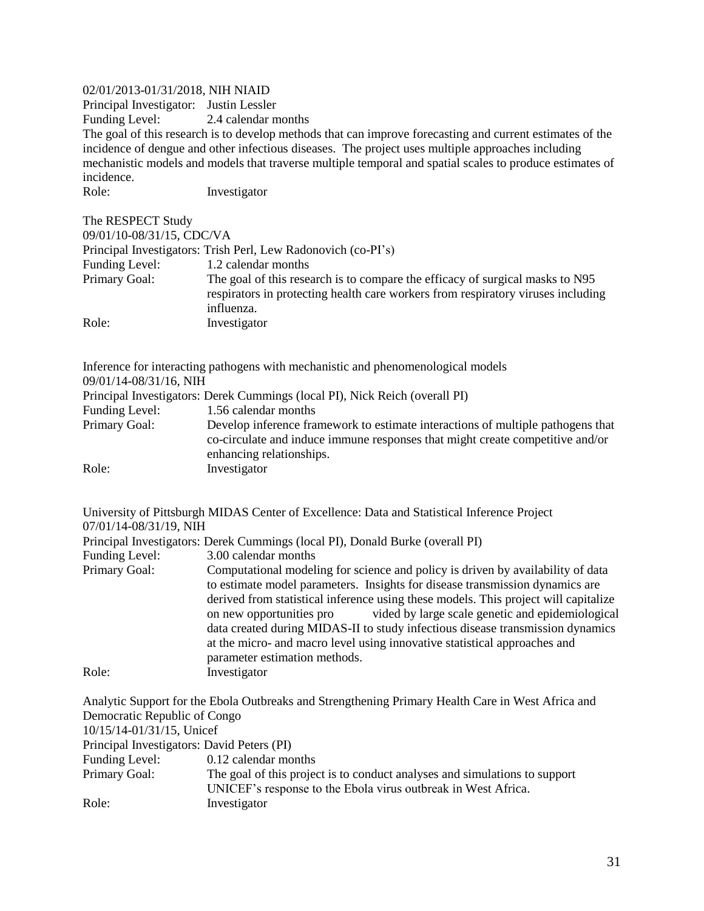02/01/2013-01/31/2018, NIH NIAID
Principal Investigator: Justin Lessler
Funding Level: 2.4 calendar months
The goal of this research is to develop methods that can improve forecasting and current estimates of the incidence of dengue and other infectious diseases. The project uses multiple approaches including mechanistic models and models that traverse multiple temporal and spatial scales to produce estimates of incidence.
Role: Investigator

The RESPECT Study
09/01/10-08/31/15, CDC/VA
Principal Investigators: Trish Perl, Lew Radonovich (co-PI's)
Funding Level: 1.2 calendar months
Primary Goal: The goal of this research is to compare the efficacy of surgical masks to N95 respirators in protecting health care workers from respiratory viruses including influenza.
Role: Investigator

Inference for interacting pathogens with mechanistic and phenomenological models
09/01/14-08/31/16, NIH
Principal Investigators: Derek Cummings (local PI), Nick Reich (overall PI)
Funding Level: 1.56 calendar months
Primary Goal: Develop inference framework to estimate interactions of multiple pathogens that co-circulate and induce immune responses that might create competitive and/or enhancing relationships.
Role: Investigator

University of Pittsburgh MIDAS Center of Excellence: Data and Statistical Inference Project
07/01/14-08/31/19, NIH
Principal Investigators: Derek Cummings (local PI), Donald Burke (overall PI)
Funding Level: 3.00 calendar months
Primary Goal: Computational modeling for science and policy is driven by availability of data to estimate model parameters. Insights for disease transmission dynamics are derived from statistical inference using these models. This project will capitalize on new opportunities provided by large scale genetic and epidemiological data created during MIDAS-II to study infectious disease transmission dynamics at the micro- and macro level using innovative statistical approaches and parameter estimation methods.
Role: Investigator

Analytic Support for the Ebola Outbreaks and Strengthening Primary Health Care in West Africa and Democratic Republic of Congo
10/15/14-01/31/15, Unicef
Principal Investigators: David Peters (PI)
Funding Level: 0.12 calendar months
Primary Goal: The goal of this project is to conduct analyses and simulations to support UNICEF's response to the Ebola virus outbreak in West Africa.
Role: Investigator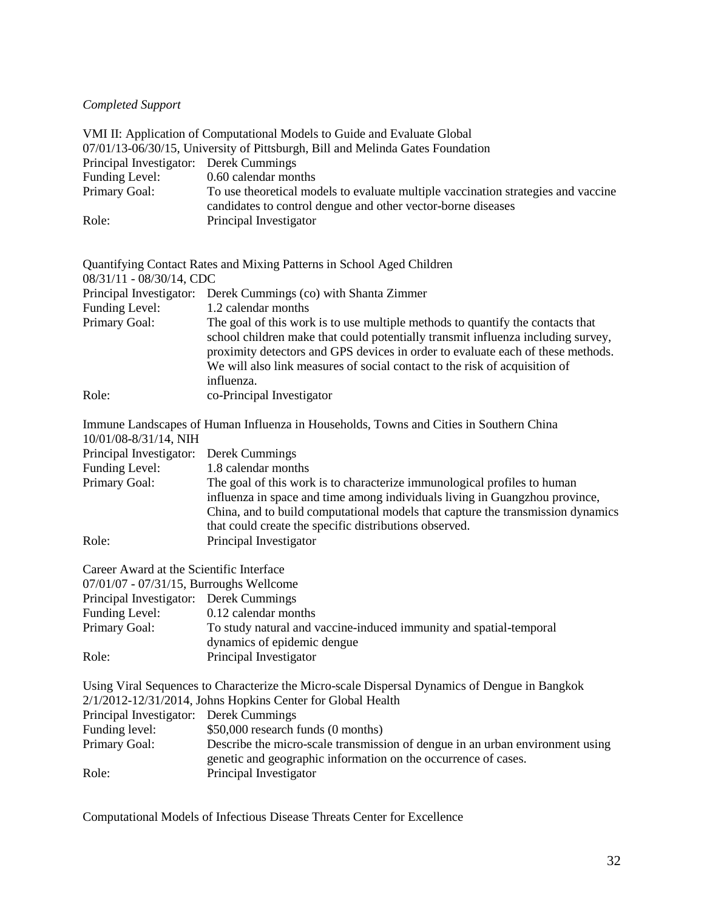*Completed Support*

VMI II: Application of Computational Models to Guide and Evaluate Global
07/01/13-06/30/15, University of Pittsburgh, Bill and Melinda Gates Foundation
Principal Investigator: Derek Cummings
Funding Level: 0.60 calendar months
Primary Goal: To use theoretical models to evaluate multiple vaccination strategies and vaccine candidates to control dengue and other vector-borne diseases
Role: Principal Investigator

Quantifying Contact Rates and Mixing Patterns in School Aged Children
08/31/11 - 08/30/14, CDC
Principal Investigator: Derek Cummings (co) with Shanta Zimmer
Funding Level: 1.2 calendar months
Primary Goal: The goal of this work is to use multiple methods to quantify the contacts that school children make that could potentially transmit influenza including survey, proximity detectors and GPS devices in order to evaluate each of these methods. We will also link measures of social contact to the risk of acquisition of influenza.
Role: co-Principal Investigator

Immune Landscapes of Human Influenza in Households, Towns and Cities in Southern China
10/01/08-8/31/14, NIH
Principal Investigator: Derek Cummings
Funding Level: 1.8 calendar months
Primary Goal: The goal of this work is to characterize immunological profiles to human influenza in space and time among individuals living in Guangzhou province, China, and to build computational models that capture the transmission dynamics that could create the specific distributions observed.
Role: Principal Investigator

Career Award at the Scientific Interface
07/01/07 - 07/31/15, Burroughs Wellcome
Principal Investigator: Derek Cummings
Funding Level: 0.12 calendar months
Primary Goal: To study natural and vaccine-induced immunity and spatial-temporal dynamics of epidemic dengue
Role: Principal Investigator

Using Viral Sequences to Characterize the Micro-scale Dispersal Dynamics of Dengue in Bangkok
2/1/2012-12/31/2014, Johns Hopkins Center for Global Health
Principal Investigator: Derek Cummings
Funding level: $50,000 research funds (0 months)
Primary Goal: Describe the micro-scale transmission of dengue in an urban environment using genetic and geographic information on the occurrence of cases.
Role: Principal Investigator

Computational Models of Infectious Disease Threats Center for Excellence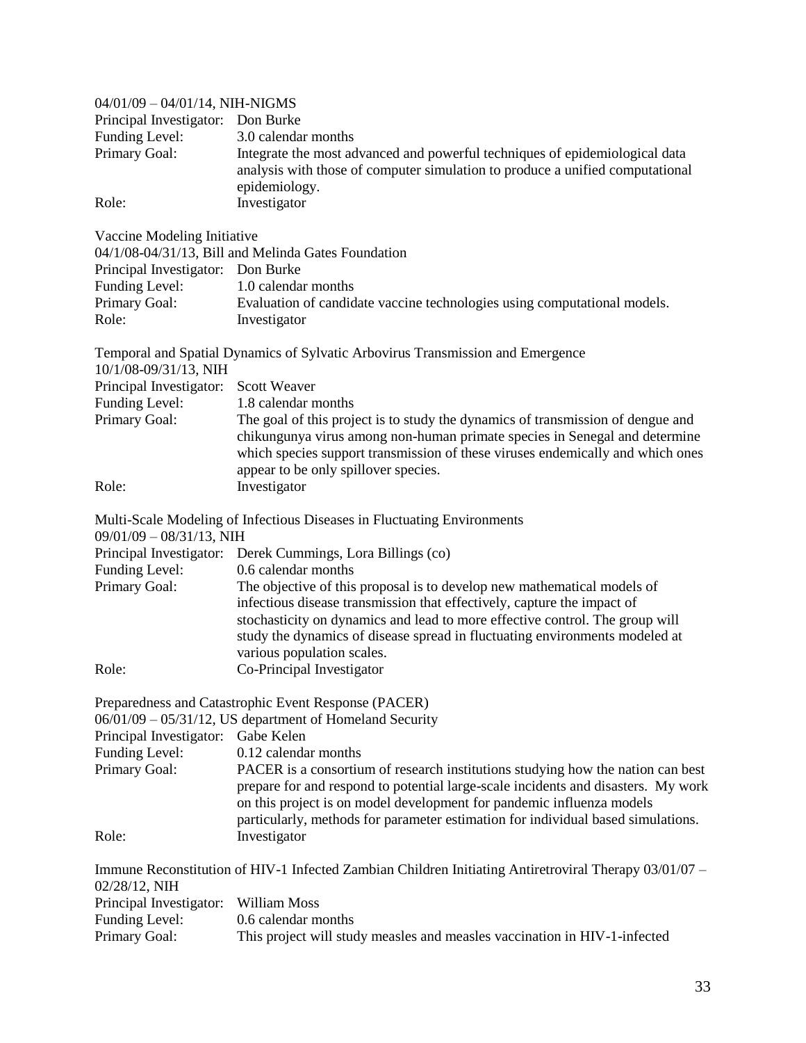04/01/09 – 04/01/14, NIH-NIGMS
Principal Investigator: Don Burke
Funding Level: 3.0 calendar months
Primary Goal: Integrate the most advanced and powerful techniques of epidemiological data analysis with those of computer simulation to produce a unified computational epidemiology.
Role: Investigator

Vaccine Modeling Initiative
04/1/08-04/31/13, Bill and Melinda Gates Foundation
Principal Investigator: Don Burke
Funding Level: 1.0 calendar months
Primary Goal: Evaluation of candidate vaccine technologies using computational models.
Role: Investigator

Temporal and Spatial Dynamics of Sylvatic Arbovirus Transmission and Emergence
10/1/08-09/31/13, NIH
Principal Investigator: Scott Weaver
Funding Level: 1.8 calendar months
Primary Goal: The goal of this project is to study the dynamics of transmission of dengue and chikungunya virus among non-human primate species in Senegal and determine which species support transmission of these viruses endemically and which ones appear to be only spillover species.
Role: Investigator

Multi-Scale Modeling of Infectious Diseases in Fluctuating Environments
09/01/09 – 08/31/13, NIH
Principal Investigator: Derek Cummings, Lora Billings (co)
Funding Level: 0.6 calendar months
Primary Goal: The objective of this proposal is to develop new mathematical models of infectious disease transmission that effectively, capture the impact of stochasticity on dynamics and lead to more effective control. The group will study the dynamics of disease spread in fluctuating environments modeled at various population scales.
Role: Co-Principal Investigator

Preparedness and Catastrophic Event Response (PACER)
06/01/09 – 05/31/12, US department of Homeland Security
Principal Investigator: Gabe Kelen
Funding Level: 0.12 calendar months
Primary Goal: PACER is a consortium of research institutions studying how the nation can best prepare for and respond to potential large-scale incidents and disasters. My work on this project is on model development for pandemic influenza models particularly, methods for parameter estimation for individual based simulations.
Role: Investigator

Immune Reconstitution of HIV-1 Infected Zambian Children Initiating Antiretroviral Therapy 03/01/07 – 02/28/12, NIH
Principal Investigator: William Moss
Funding Level: 0.6 calendar months
Primary Goal: This project will study measles and measles vaccination in HIV-1-infected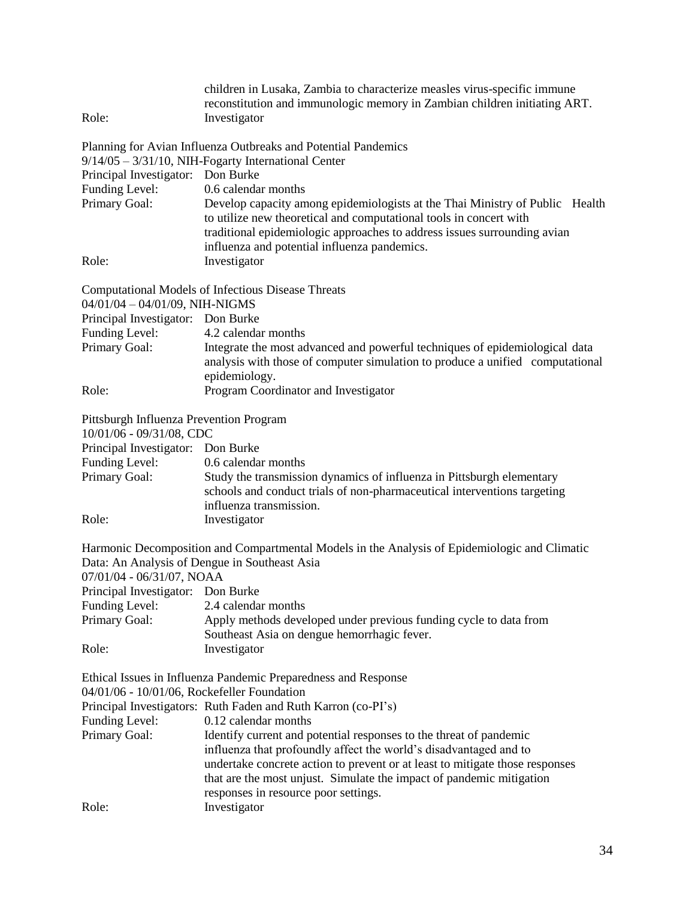children in Lusaka, Zambia to characterize measles virus-specific immune reconstitution and immunologic memory in Zambian children initiating ART.

Role: Investigator

Planning for Avian Influenza Outbreaks and Potential Pandemics
9/14/05 – 3/31/10, NIH-Fogarty International Center

Principal Investigator: Don Burke
Funding Level: 0.6 calendar months
Primary Goal: Develop capacity among epidemiologists at the Thai Ministry of Public Health to utilize new theoretical and computational tools in concert with traditional epidemiologic approaches to address issues surrounding avian influenza and potential influenza pandemics.
Role: Investigator

Computational Models of Infectious Disease Threats
04/01/04 – 04/01/09, NIH-NIGMS

Principal Investigator: Don Burke
Funding Level: 4.2 calendar months
Primary Goal: Integrate the most advanced and powerful techniques of epidemiological data analysis with those of computer simulation to produce a unified computational epidemiology.
Role: Program Coordinator and Investigator

Pittsburgh Influenza Prevention Program
10/01/06 - 09/31/08, CDC

Principal Investigator: Don Burke
Funding Level: 0.6 calendar months
Primary Goal: Study the transmission dynamics of influenza in Pittsburgh elementary schools and conduct trials of non-pharmaceutical interventions targeting influenza transmission.
Role: Investigator

Harmonic Decomposition and Compartmental Models in the Analysis of Epidemiologic and Climatic Data: An Analysis of Dengue in Southeast Asia
07/01/04 - 06/31/07, NOAA

Principal Investigator: Don Burke
Funding Level: 2.4 calendar months
Primary Goal: Apply methods developed under previous funding cycle to data from Southeast Asia on dengue hemorrhagic fever.
Role: Investigator

Ethical Issues in Influenza Pandemic Preparedness and Response
04/01/06 - 10/01/06, Rockefeller Foundation

Principal Investigators: Ruth Faden and Ruth Karron (co-PI's)
Funding Level: 0.12 calendar months
Primary Goal: Identify current and potential responses to the threat of pandemic influenza that profoundly affect the world's disadvantaged and to undertake concrete action to prevent or at least to mitigate those responses that are the most unjust. Simulate the impact of pandemic mitigation responses in resource poor settings.
Role: Investigator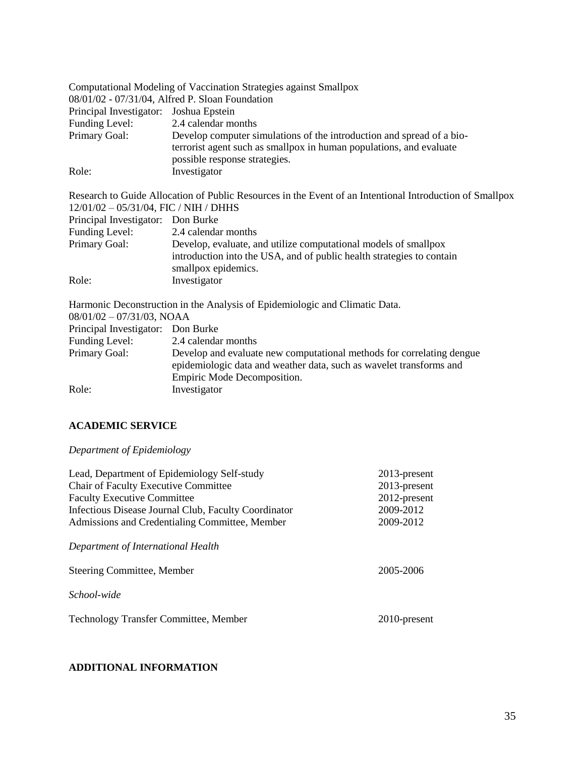Computational Modeling of Vaccination Strategies against Smallpox
08/01/02 - 07/31/04, Alfred P. Sloan Foundation

| | |
|---|---|
| Principal Investigator: | Joshua Epstein |
| Funding Level: | 2.4 calendar months |
| Primary Goal: | Develop computer simulations of the introduction and spread of a bio-terrorist agent such as smallpox in human populations, and evaluate possible response strategies. |
| Role: | Investigator |

Research to Guide Allocation of Public Resources in the Event of an Intentional Introduction of Smallpox
12/01/02 – 05/31/04, FIC / NIH / DHHS

| | |
|---|---|
| Principal Investigator: | Don Burke |
| Funding Level: | 2.4 calendar months |
| Primary Goal: | Develop, evaluate, and utilize computational models of smallpox introduction into the USA, and of public health strategies to contain smallpox epidemics. |
| Role: | Investigator |

Harmonic Deconstruction in the Analysis of Epidemiologic and Climatic Data.
08/01/02 – 07/31/03, NOAA

| | |
|---|---|
| Principal Investigator: | Don Burke |
| Funding Level: | 2.4 calendar months |
| Primary Goal: | Develop and evaluate new computational methods for correlating dengue epidemiologic data and weather data, such as wavelet transforms and Empiric Mode Decomposition. |
| Role: | Investigator |

## ACADEMIC SERVICE

*Department of Epidemiology*

| | |
|---|---|
| Lead, Department of Epidemiology Self-study | 2013-present |
| Chair of Faculty Executive Committee | 2013-present |
| Faculty Executive Committee | 2012-present |
| Infectious Disease Journal Club, Faculty Coordinator | 2009-2012 |
| Admissions and Credentialing Committee, Member | 2009-2012 |

*Department of International Health*

| | |
|---|---|
| Steering Committee, Member | 2005-2006 |

*School-wide*

| | |
|---|---|
| Technology Transfer Committee, Member | 2010-present |

## ADDITIONAL INFORMATION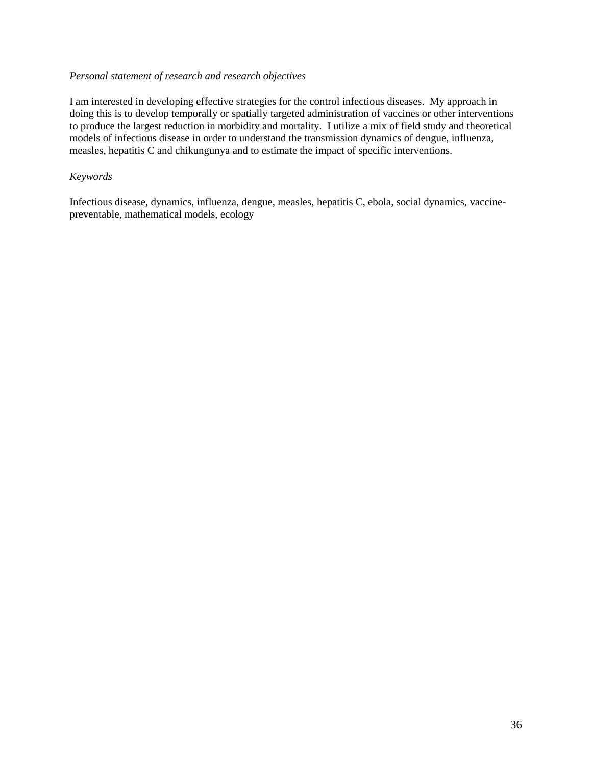*Personal statement of research and research objectives*

I am interested in developing effective strategies for the control infectious diseases. My approach in doing this is to develop temporally or spatially targeted administration of vaccines or other interventions to produce the largest reduction in morbidity and mortality. I utilize a mix of field study and theoretical models of infectious disease in order to understand the transmission dynamics of dengue, influenza, measles, hepatitis C and chikungunya and to estimate the impact of specific interventions.

*Keywords*

Infectious disease, dynamics, influenza, dengue, measles, hepatitis C, ebola, social dynamics, vaccine-preventable, mathematical models, ecology